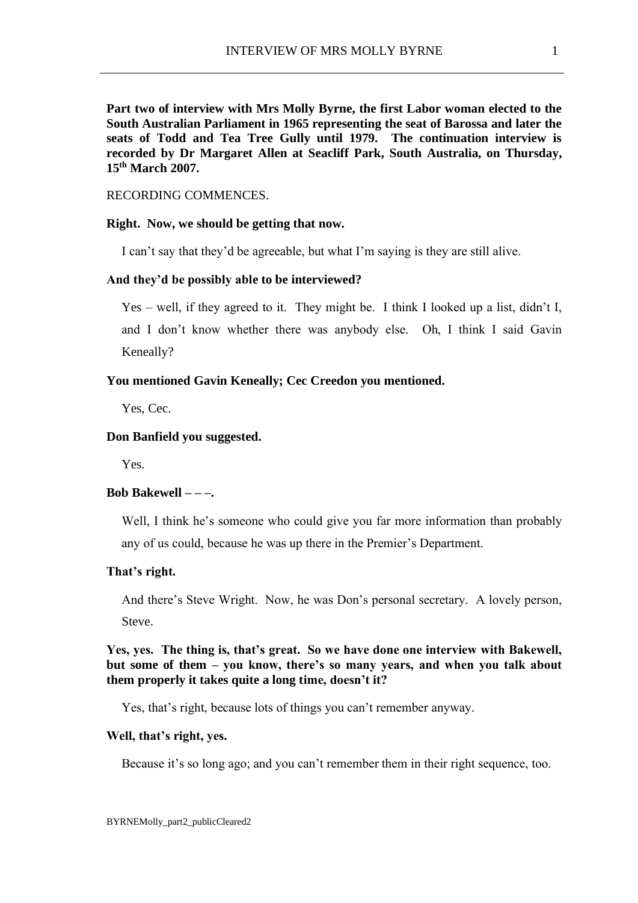**Part two of interview with Mrs Molly Byrne, the first Labor woman elected to the South Australian Parliament in 1965 representing the seat of Barossa and later the seats of Todd and Tea Tree Gully until 1979. The continuation interview is recorded by Dr Margaret Allen at Seacliff Park, South Australia, on Thursday, 15th March 2007.**

RECORDING COMMENCES.

**Right. Now, we should be getting that now.**

I can't say that they'd be agreeable, but what I'm saying is they are still alive.

**And they'd be possibly able to be interviewed?**

Yes – well, if they agreed to it. They might be. I think I looked up a list, didn't I, and I don't know whether there was anybody else. Oh, I think I said Gavin Keneally?

**You mentioned Gavin Keneally; Cec Creedon you mentioned.**

Yes, Cec.

**Don Banfield you suggested.**

Yes.

**Bob Bakewell – – –.**

Well, I think he's someone who could give you far more information than probably any of us could, because he was up there in the Premier's Department.

**That's right.**

And there's Steve Wright. Now, he was Don's personal secretary. A lovely person, Steve.

**Yes, yes. The thing is, that's great. So we have done one interview with Bakewell, but some of them – you know, there's so many years, and when you talk about them properly it takes quite a long time, doesn't it?**

Yes, that's right, because lots of things you can't remember anyway.

**Well, that's right, yes.**

Because it's so long ago; and you can't remember them in their right sequence, too.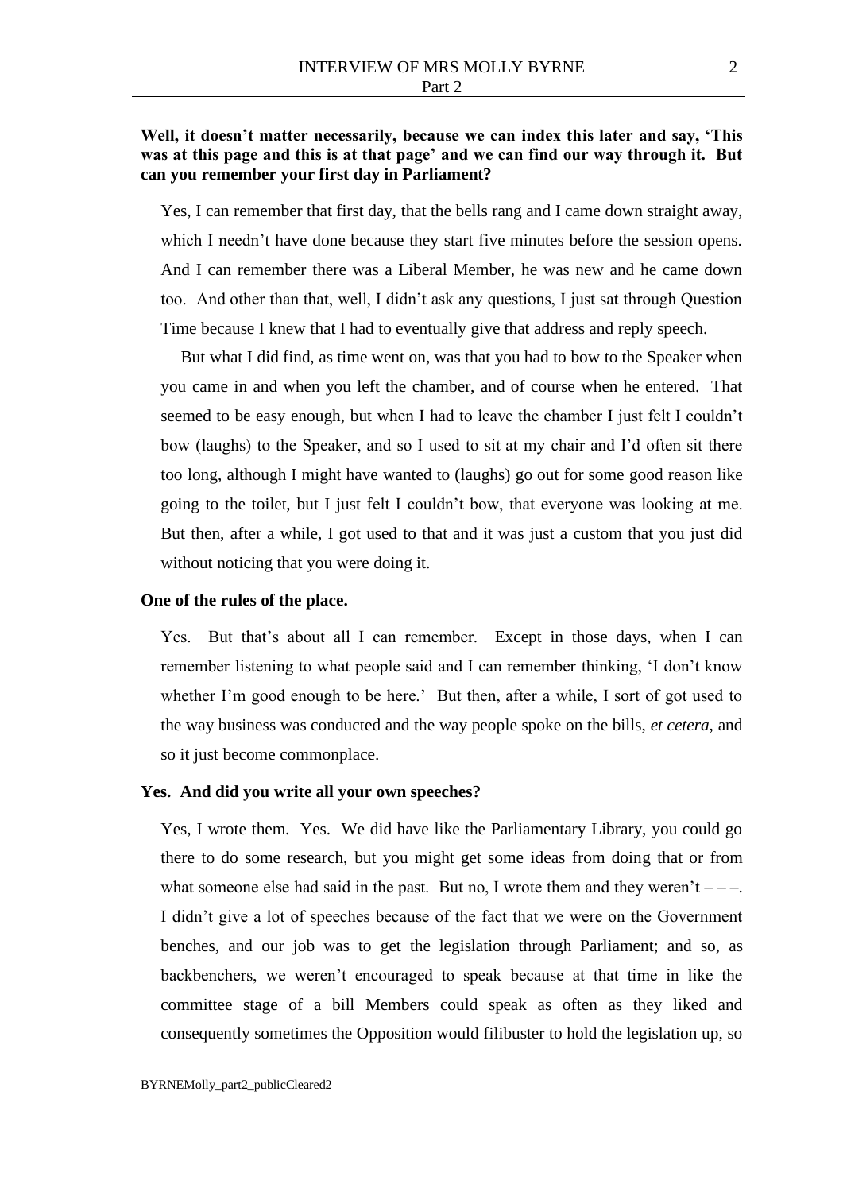**Well, it doesn't matter necessarily, because we can index this later and say, 'This was at this page and this is at that page' and we can find our way through it. But can you remember your first day in Parliament?**

Yes, I can remember that first day, that the bells rang and I came down straight away, which I needn't have done because they start five minutes before the session opens. And I can remember there was a Liberal Member, he was new and he came down too. And other than that, well, I didn't ask any questions, I just sat through Question Time because I knew that I had to eventually give that address and reply speech.

But what I did find, as time went on, was that you had to bow to the Speaker when you came in and when you left the chamber, and of course when he entered. That seemed to be easy enough, but when I had to leave the chamber I just felt I couldn't bow (laughs) to the Speaker, and so I used to sit at my chair and I'd often sit there too long, although I might have wanted to (laughs) go out for some good reason like going to the toilet, but I just felt I couldn't bow, that everyone was looking at me. But then, after a while, I got used to that and it was just a custom that you just did without noticing that you were doing it.

**One of the rules of the place.**

Yes. But that's about all I can remember. Except in those days, when I can remember listening to what people said and I can remember thinking, 'I don't know whether I'm good enough to be here.' But then, after a while, I sort of got used to the way business was conducted and the way people spoke on the bills, *et cetera*, and so it just become commonplace.

**Yes. And did you write all your own speeches?**

Yes, I wrote them. Yes. We did have like the Parliamentary Library, you could go there to do some research, but you might get some ideas from doing that or from what someone else had said in the past. But no, I wrote them and they weren't – – –. I didn't give a lot of speeches because of the fact that we were on the Government benches, and our job was to get the legislation through Parliament; and so, as backbenchers, we weren't encouraged to speak because at that time in like the committee stage of a bill Members could speak as often as they liked and consequently sometimes the Opposition would filibuster to hold the legislation up, so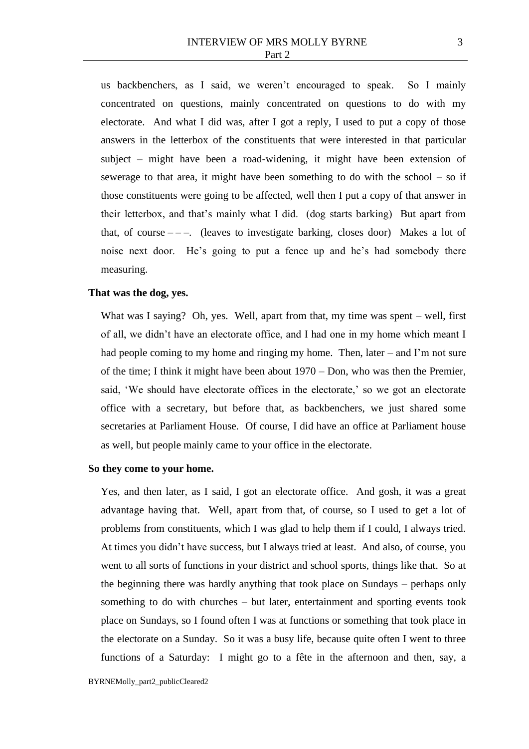us backbenchers, as I said, we weren't encouraged to speak. So I mainly concentrated on questions, mainly concentrated on questions to do with my electorate. And what I did was, after I got a reply, I used to put a copy of those answers in the letterbox of the constituents that were interested in that particular subject – might have been a road-widening, it might have been extension of sewerage to that area, it might have been something to do with the school – so if those constituents were going to be affected, well then I put a copy of that answer in their letterbox, and that's mainly what I did. (dog starts barking) But apart from that, of course – – –. (leaves to investigate barking, closes door) Makes a lot of noise next door. He's going to put a fence up and he's had somebody there measuring.

**That was the dog, yes.**

What was I saying? Oh, yes. Well, apart from that, my time was spent – well, first of all, we didn't have an electorate office, and I had one in my home which meant I had people coming to my home and ringing my home. Then, later – and I'm not sure of the time; I think it might have been about 1970 – Don, who was then the Premier, said, 'We should have electorate offices in the electorate,' so we got an electorate office with a secretary, but before that, as backbenchers, we just shared some secretaries at Parliament House. Of course, I did have an office at Parliament house as well, but people mainly came to your office in the electorate.

**So they come to your home.**

Yes, and then later, as I said, I got an electorate office. And gosh, it was a great advantage having that. Well, apart from that, of course, so I used to get a lot of problems from constituents, which I was glad to help them if I could, I always tried. At times you didn't have success, but I always tried at least. And also, of course, you went to all sorts of functions in your district and school sports, things like that. So at the beginning there was hardly anything that took place on Sundays – perhaps only something to do with churches – but later, entertainment and sporting events took place on Sundays, so I found often I was at functions or something that took place in the electorate on a Sunday. So it was a busy life, because quite often I went to three functions of a Saturday: I might go to a fête in the afternoon and then, say, a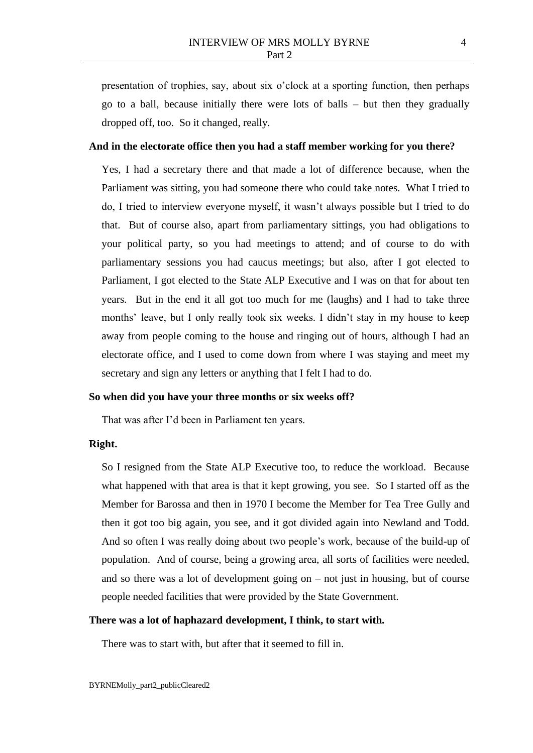presentation of trophies, say, about six o'clock at a sporting function, then perhaps go to a ball, because initially there were lots of balls – but then they gradually dropped off, too. So it changed, really.

**And in the electorate office then you had a staff member working for you there?**

Yes, I had a secretary there and that made a lot of difference because, when the Parliament was sitting, you had someone there who could take notes. What I tried to do, I tried to interview everyone myself, it wasn't always possible but I tried to do that. But of course also, apart from parliamentary sittings, you had obligations to your political party, so you had meetings to attend; and of course to do with parliamentary sessions you had caucus meetings; but also, after I got elected to Parliament, I got elected to the State ALP Executive and I was on that for about ten years. But in the end it all got too much for me (laughs) and I had to take three months' leave, but I only really took six weeks. I didn't stay in my house to keep away from people coming to the house and ringing out of hours, although I had an electorate office, and I used to come down from where I was staying and meet my secretary and sign any letters or anything that I felt I had to do.

**So when did you have your three months or six weeks off?**

That was after I'd been in Parliament ten years.

**Right.**

So I resigned from the State ALP Executive too, to reduce the workload. Because what happened with that area is that it kept growing, you see. So I started off as the Member for Barossa and then in 1970 I become the Member for Tea Tree Gully and then it got too big again, you see, and it got divided again into Newland and Todd. And so often I was really doing about two people's work, because of the build-up of population. And of course, being a growing area, all sorts of facilities were needed, and so there was a lot of development going on – not just in housing, but of course people needed facilities that were provided by the State Government.

**There was a lot of haphazard development, I think, to start with.**

There was to start with, but after that it seemed to fill in.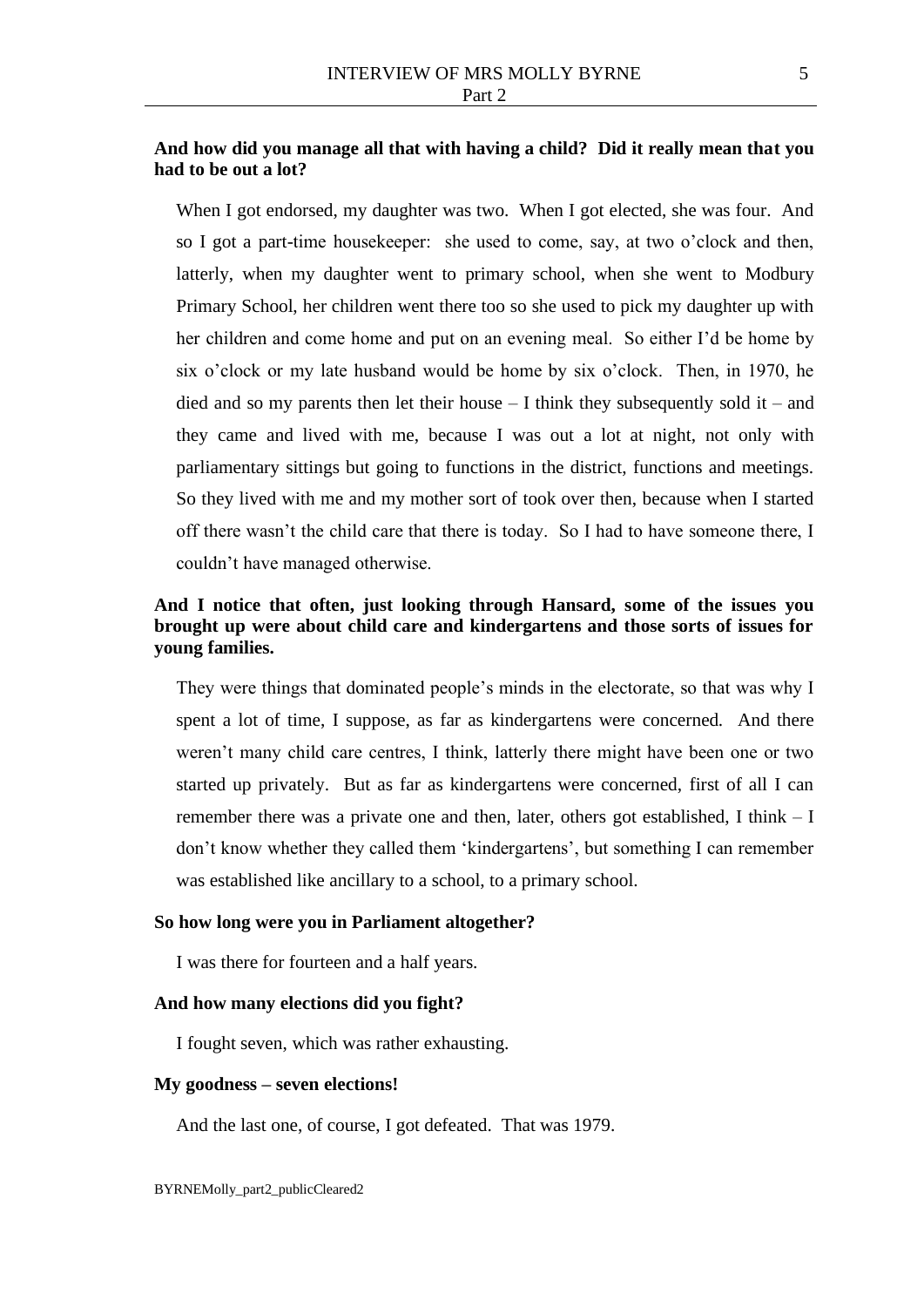**And how did you manage all that with having a child? Did it really mean that you had to be out a lot?**

When I got endorsed, my daughter was two. When I got elected, she was four. And so I got a part-time housekeeper: she used to come, say, at two o'clock and then, latterly, when my daughter went to primary school, when she went to Modbury Primary School, her children went there too so she used to pick my daughter up with her children and come home and put on an evening meal. So either I'd be home by six o'clock or my late husband would be home by six o'clock. Then, in 1970, he died and so my parents then let their house – I think they subsequently sold it – and they came and lived with me, because I was out a lot at night, not only with parliamentary sittings but going to functions in the district, functions and meetings. So they lived with me and my mother sort of took over then, because when I started off there wasn't the child care that there is today. So I had to have someone there, I couldn't have managed otherwise.

**And I notice that often, just looking through Hansard, some of the issues you brought up were about child care and kindergartens and those sorts of issues for young families.**

They were things that dominated people's minds in the electorate, so that was why I spent a lot of time, I suppose, as far as kindergartens were concerned. And there weren't many child care centres, I think, latterly there might have been one or two started up privately. But as far as kindergartens were concerned, first of all I can remember there was a private one and then, later, others got established, I think – I don't know whether they called them 'kindergartens', but something I can remember was established like ancillary to a school, to a primary school.

**So how long were you in Parliament altogether?**

I was there for fourteen and a half years.

**And how many elections did you fight?**

I fought seven, which was rather exhausting.

**My goodness – seven elections!**

And the last one, of course, I got defeated. That was 1979.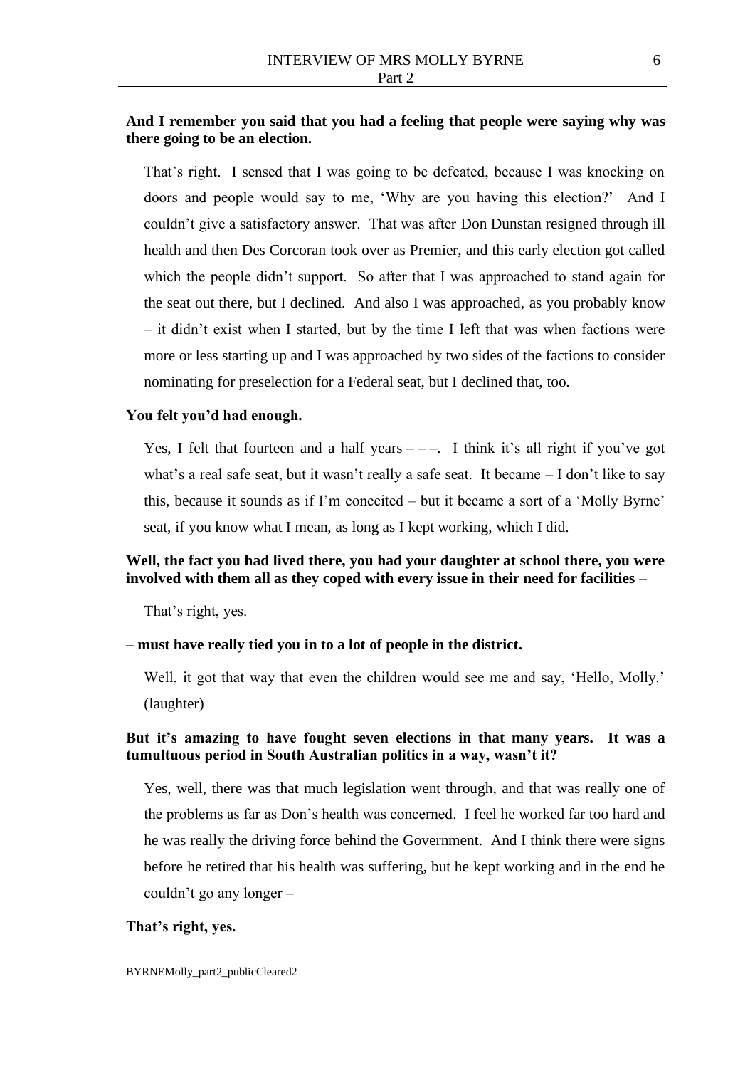**And I remember you said that you had a feeling that people were saying why was there going to be an election.**

That's right. I sensed that I was going to be defeated, because I was knocking on doors and people would say to me, 'Why are you having this election?' And I couldn't give a satisfactory answer. That was after Don Dunstan resigned through ill health and then Des Corcoran took over as Premier, and this early election got called which the people didn't support. So after that I was approached to stand again for the seat out there, but I declined. And also I was approached, as you probably know – it didn't exist when I started, but by the time I left that was when factions were more or less starting up and I was approached by two sides of the factions to consider nominating for preselection for a Federal seat, but I declined that, too.

**You felt you'd had enough.**

Yes, I felt that fourteen and a half years – – –. I think it's all right if you've got what's a real safe seat, but it wasn't really a safe seat. It became – I don't like to say this, because it sounds as if I'm conceited – but it became a sort of a 'Molly Byrne' seat, if you know what I mean, as long as I kept working, which I did.

**Well, the fact you had lived there, you had your daughter at school there, you were involved with them all as they coped with every issue in their need for facilities –**

That's right, yes.

**– must have really tied you in to a lot of people in the district.**

Well, it got that way that even the children would see me and say, 'Hello, Molly.' (laughter)

**But it's amazing to have fought seven elections in that many years. It was a tumultuous period in South Australian politics in a way, wasn't it?**

Yes, well, there was that much legislation went through, and that was really one of the problems as far as Don's health was concerned. I feel he worked far too hard and he was really the driving force behind the Government. And I think there were signs before he retired that his health was suffering, but he kept working and in the end he couldn't go any longer –

**That's right, yes.**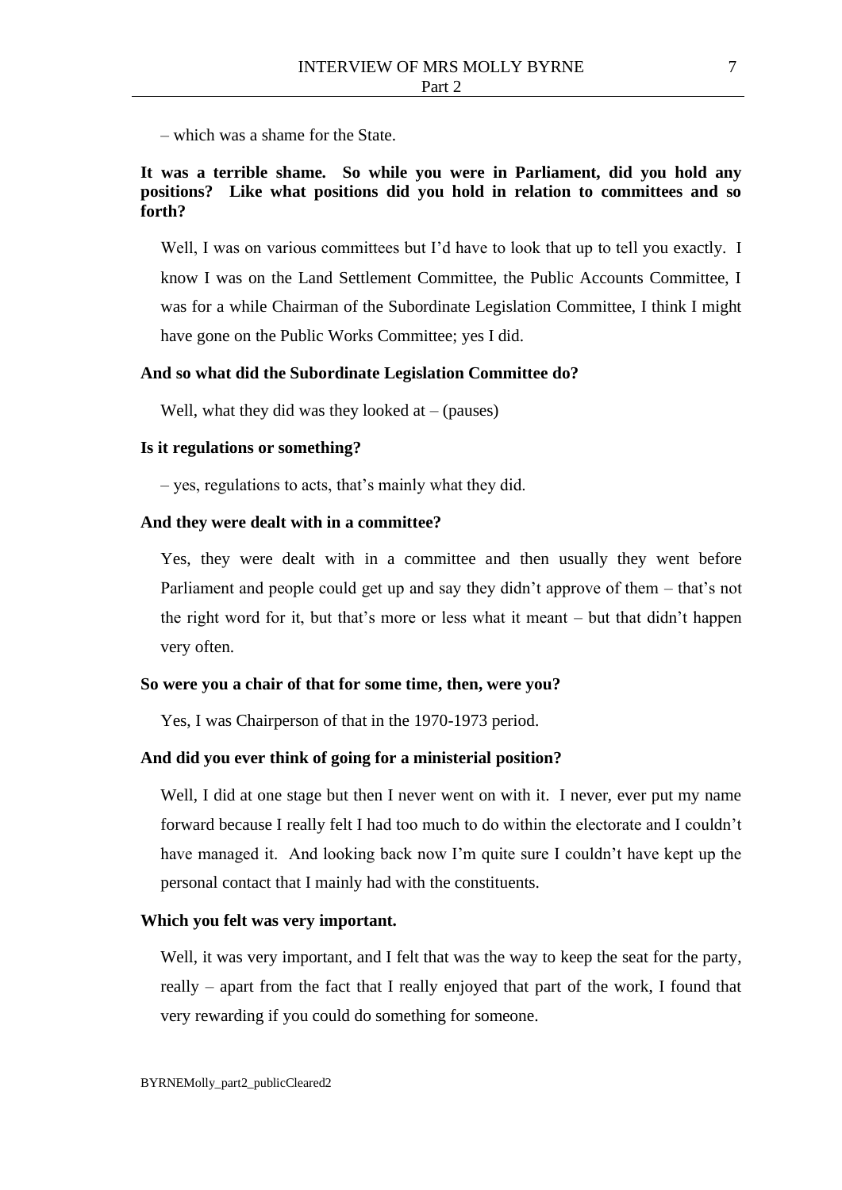– which was a shame for the State.

**It was a terrible shame. So while you were in Parliament, did you hold any positions? Like what positions did you hold in relation to committees and so forth?**

Well, I was on various committees but I'd have to look that up to tell you exactly. I know I was on the Land Settlement Committee, the Public Accounts Committee, I was for a while Chairman of the Subordinate Legislation Committee, I think I might have gone on the Public Works Committee; yes I did.

**And so what did the Subordinate Legislation Committee do?**

Well, what they did was they looked at – (pauses)

**Is it regulations or something?**

– yes, regulations to acts, that's mainly what they did.

**And they were dealt with in a committee?**

Yes, they were dealt with in a committee and then usually they went before Parliament and people could get up and say they didn't approve of them – that's not the right word for it, but that's more or less what it meant – but that didn't happen very often.

**So were you a chair of that for some time, then, were you?**

Yes, I was Chairperson of that in the 1970-1973 period.

**And did you ever think of going for a ministerial position?**

Well, I did at one stage but then I never went on with it. I never, ever put my name forward because I really felt I had too much to do within the electorate and I couldn't have managed it. And looking back now I'm quite sure I couldn't have kept up the personal contact that I mainly had with the constituents.

**Which you felt was very important.**

Well, it was very important, and I felt that was the way to keep the seat for the party, really – apart from the fact that I really enjoyed that part of the work, I found that very rewarding if you could do something for someone.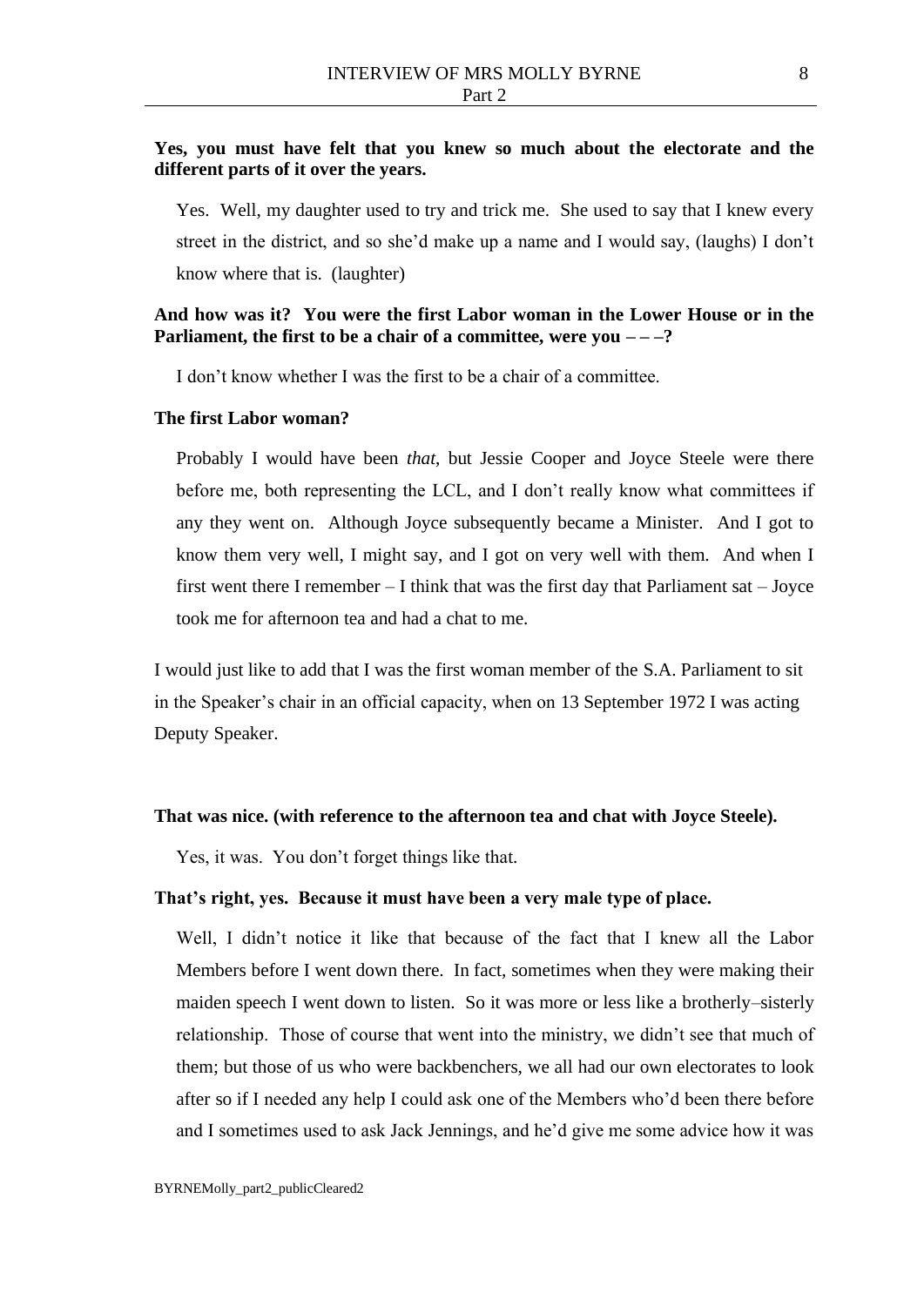**Yes, you must have felt that you knew so much about the electorate and the different parts of it over the years.**

Yes. Well, my daughter used to try and trick me. She used to say that I knew every street in the district, and so she'd make up a name and I would say, (laughs) I don't know where that is. (laughter)

**And how was it? You were the first Labor woman in the Lower House or in the Parliament, the first to be a chair of a committee, were you – – –?**

I don't know whether I was the first to be a chair of a committee.

**The first Labor woman?**

Probably I would have been *that*, but Jessie Cooper and Joyce Steele were there before me, both representing the LCL, and I don't really know what committees if any they went on. Although Joyce subsequently became a Minister. And I got to know them very well, I might say, and I got on very well with them. And when I first went there I remember – I think that was the first day that Parliament sat – Joyce took me for afternoon tea and had a chat to me.

I would just like to add that I was the first woman member of the S.A. Parliament to sit in the Speaker's chair in an official capacity, when on 13 September 1972 I was acting Deputy Speaker.

**That was nice. (with reference to the afternoon tea and chat with Joyce Steele).**

Yes, it was. You don't forget things like that.

**That's right, yes. Because it must have been a very male type of place.**

Well, I didn't notice it like that because of the fact that I knew all the Labor Members before I went down there. In fact, sometimes when they were making their maiden speech I went down to listen. So it was more or less like a brotherly–sisterly relationship. Those of course that went into the ministry, we didn't see that much of them; but those of us who were backbenchers, we all had our own electorates to look after so if I needed any help I could ask one of the Members who'd been there before and I sometimes used to ask Jack Jennings, and he'd give me some advice how it was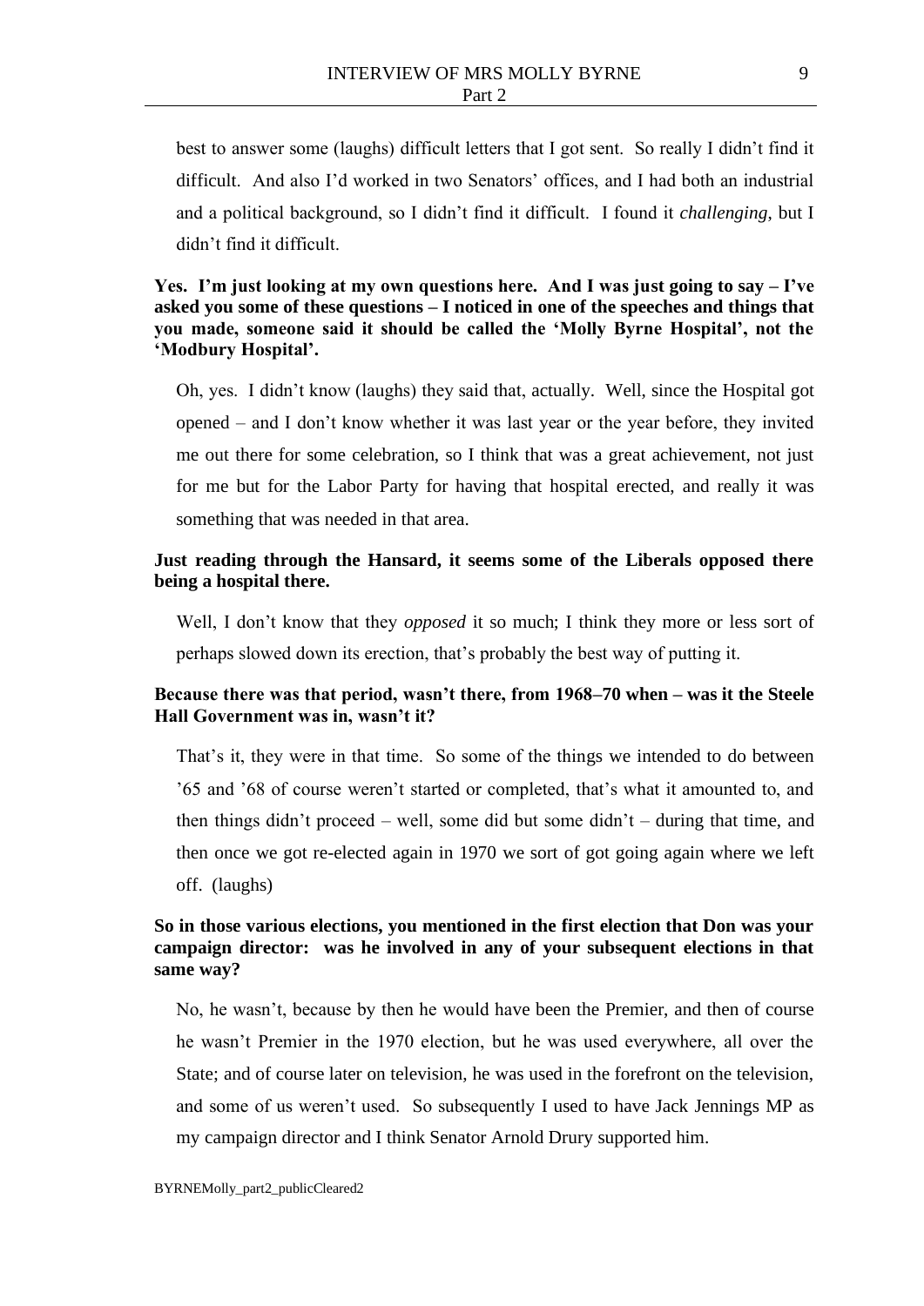best to answer some (laughs) difficult letters that I got sent. So really I didn't find it difficult. And also I'd worked in two Senators' offices, and I had both an industrial and a political background, so I didn't find it difficult. I found it *challenging*, but I didn't find it difficult.

**Yes. I'm just looking at my own questions here. And I was just going to say – I've asked you some of these questions – I noticed in one of the speeches and things that you made, someone said it should be called the 'Molly Byrne Hospital', not the 'Modbury Hospital'.**

Oh, yes. I didn't know (laughs) they said that, actually. Well, since the Hospital got opened – and I don't know whether it was last year or the year before, they invited me out there for some celebration, so I think that was a great achievement, not just for me but for the Labor Party for having that hospital erected, and really it was something that was needed in that area.

**Just reading through the Hansard, it seems some of the Liberals opposed there being a hospital there.**

Well, I don't know that they *opposed* it so much; I think they more or less sort of perhaps slowed down its erection, that's probably the best way of putting it.

**Because there was that period, wasn't there, from 1968–70 when – was it the Steele Hall Government was in, wasn't it?**

That's it, they were in that time. So some of the things we intended to do between '65 and '68 of course weren't started or completed, that's what it amounted to, and then things didn't proceed – well, some did but some didn't – during that time, and then once we got re-elected again in 1970 we sort of got going again where we left off. (laughs)

**So in those various elections, you mentioned in the first election that Don was your campaign director: was he involved in any of your subsequent elections in that same way?**

No, he wasn't, because by then he would have been the Premier, and then of course he wasn't Premier in the 1970 election, but he was used everywhere, all over the State; and of course later on television, he was used in the forefront on the television, and some of us weren't used. So subsequently I used to have Jack Jennings MP as my campaign director and I think Senator Arnold Drury supported him.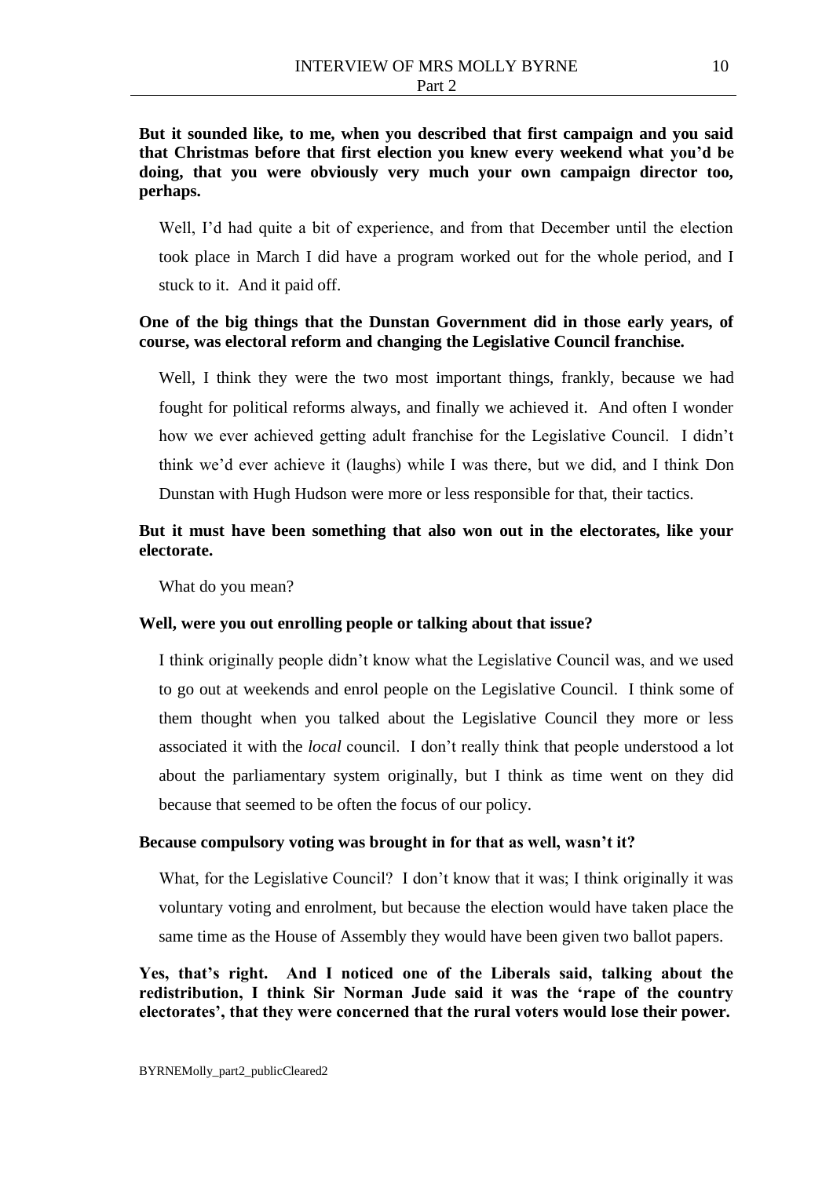**But it sounded like, to me, when you described that first campaign and you said that Christmas before that first election you knew every weekend what you'd be doing, that you were obviously very much your own campaign director too, perhaps.**

Well, I'd had quite a bit of experience, and from that December until the election took place in March I did have a program worked out for the whole period, and I stuck to it. And it paid off.

**One of the big things that the Dunstan Government did in those early years, of course, was electoral reform and changing the Legislative Council franchise.**

Well, I think they were the two most important things, frankly, because we had fought for political reforms always, and finally we achieved it. And often I wonder how we ever achieved getting adult franchise for the Legislative Council. I didn't think we'd ever achieve it (laughs) while I was there, but we did, and I think Don Dunstan with Hugh Hudson were more or less responsible for that, their tactics.

**But it must have been something that also won out in the electorates, like your electorate.**

What do you mean?

**Well, were you out enrolling people or talking about that issue?**

I think originally people didn't know what the Legislative Council was, and we used to go out at weekends and enrol people on the Legislative Council. I think some of them thought when you talked about the Legislative Council they more or less associated it with the *local* council. I don't really think that people understood a lot about the parliamentary system originally, but I think as time went on they did because that seemed to be often the focus of our policy.

**Because compulsory voting was brought in for that as well, wasn't it?**

What, for the Legislative Council? I don't know that it was; I think originally it was voluntary voting and enrolment, but because the election would have taken place the same time as the House of Assembly they would have been given two ballot papers.

**Yes, that's right. And I noticed one of the Liberals said, talking about the redistribution, I think Sir Norman Jude said it was the 'rape of the country electorates', that they were concerned that the rural voters would lose their power.**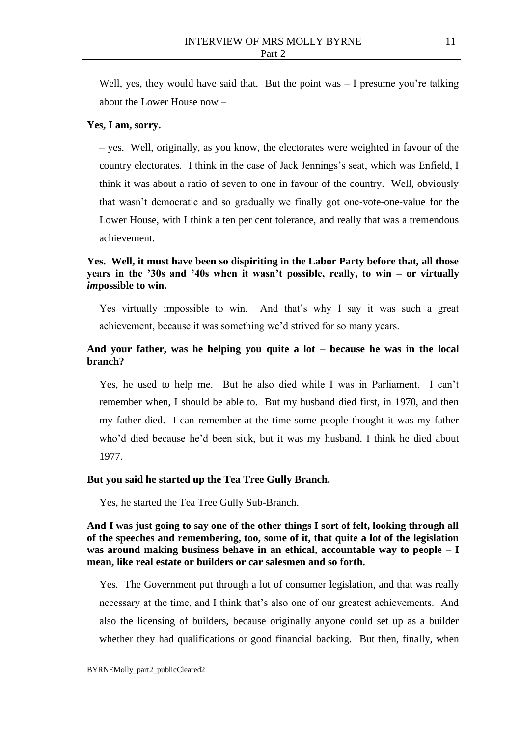Well, yes, they would have said that. But the point was – I presume you're talking about the Lower House now –

**Yes, I am, sorry.**

– yes. Well, originally, as you know, the electorates were weighted in favour of the country electorates. I think in the case of Jack Jennings's seat, which was Enfield, I think it was about a ratio of seven to one in favour of the country. Well, obviously that wasn't democratic and so gradually we finally got one-vote-one-value for the Lower House, with I think a ten per cent tolerance, and really that was a tremendous achievement.

**Yes. Well, it must have been so dispiriting in the Labor Party before that, all those years in the '30s and '40s when it wasn't possible, really, to win – or virtually *im*possible to win.**

Yes virtually impossible to win. And that's why I say it was such a great achievement, because it was something we'd strived for so many years.

**And your father, was he helping you quite a lot – because he was in the local branch?**

Yes, he used to help me. But he also died while I was in Parliament. I can't remember when, I should be able to. But my husband died first, in 1970, and then my father died. I can remember at the time some people thought it was my father who'd died because he'd been sick, but it was my husband. I think he died about 1977.

**But you said he started up the Tea Tree Gully Branch.**

Yes, he started the Tea Tree Gully Sub-Branch.

**And I was just going to say one of the other things I sort of felt, looking through all of the speeches and remembering, too, some of it, that quite a lot of the legislation was around making business behave in an ethical, accountable way to people – I mean, like real estate or builders or car salesmen and so forth.**

Yes. The Government put through a lot of consumer legislation, and that was really necessary at the time, and I think that's also one of our greatest achievements. And also the licensing of builders, because originally anyone could set up as a builder whether they had qualifications or good financial backing. But then, finally, when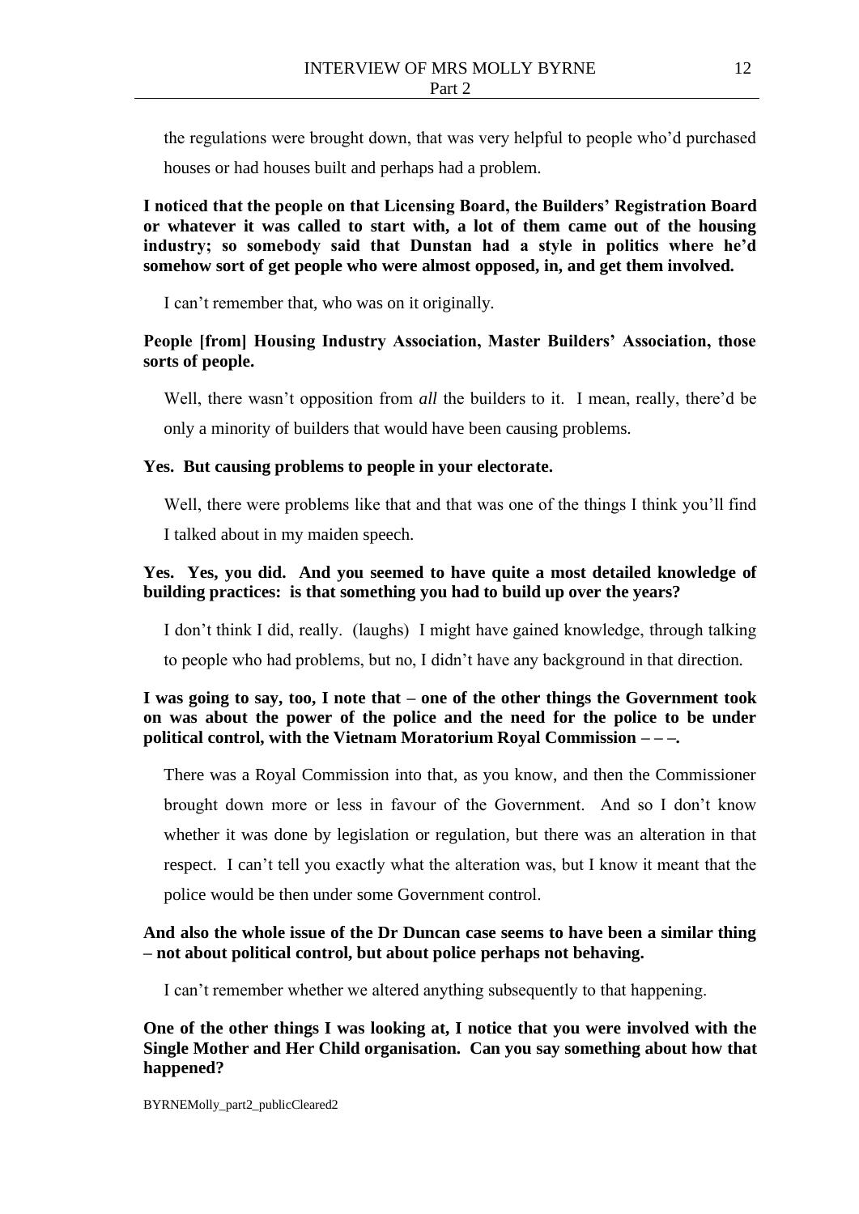the regulations were brought down, that was very helpful to people who'd purchased houses or had houses built and perhaps had a problem.

**I noticed that the people on that Licensing Board, the Builders' Registration Board or whatever it was called to start with, a lot of them came out of the housing industry; so somebody said that Dunstan had a style in politics where he'd somehow sort of get people who were almost opposed, in, and get them involved.**

I can't remember that, who was on it originally.

**People [from] Housing Industry Association, Master Builders' Association, those sorts of people.**

Well, there wasn't opposition from *all* the builders to it. I mean, really, there'd be only a minority of builders that would have been causing problems.

**Yes. But causing problems to people in your electorate.**

Well, there were problems like that and that was one of the things I think you'll find I talked about in my maiden speech.

**Yes. Yes, you did. And you seemed to have quite a most detailed knowledge of building practices: is that something you had to build up over the years?**

I don't think I did, really. (laughs) I might have gained knowledge, through talking to people who had problems, but no, I didn't have any background in that direction.

**I was going to say, too, I note that – one of the other things the Government took on was about the power of the police and the need for the police to be under political control, with the Vietnam Moratorium Royal Commission – – –.**

There was a Royal Commission into that, as you know, and then the Commissioner brought down more or less in favour of the Government. And so I don't know whether it was done by legislation or regulation, but there was an alteration in that respect. I can't tell you exactly what the alteration was, but I know it meant that the police would be then under some Government control.

**And also the whole issue of the Dr Duncan case seems to have been a similar thing – not about political control, but about police perhaps not behaving.**

I can't remember whether we altered anything subsequently to that happening.

**One of the other things I was looking at, I notice that you were involved with the Single Mother and Her Child organisation. Can you say something about how that happened?**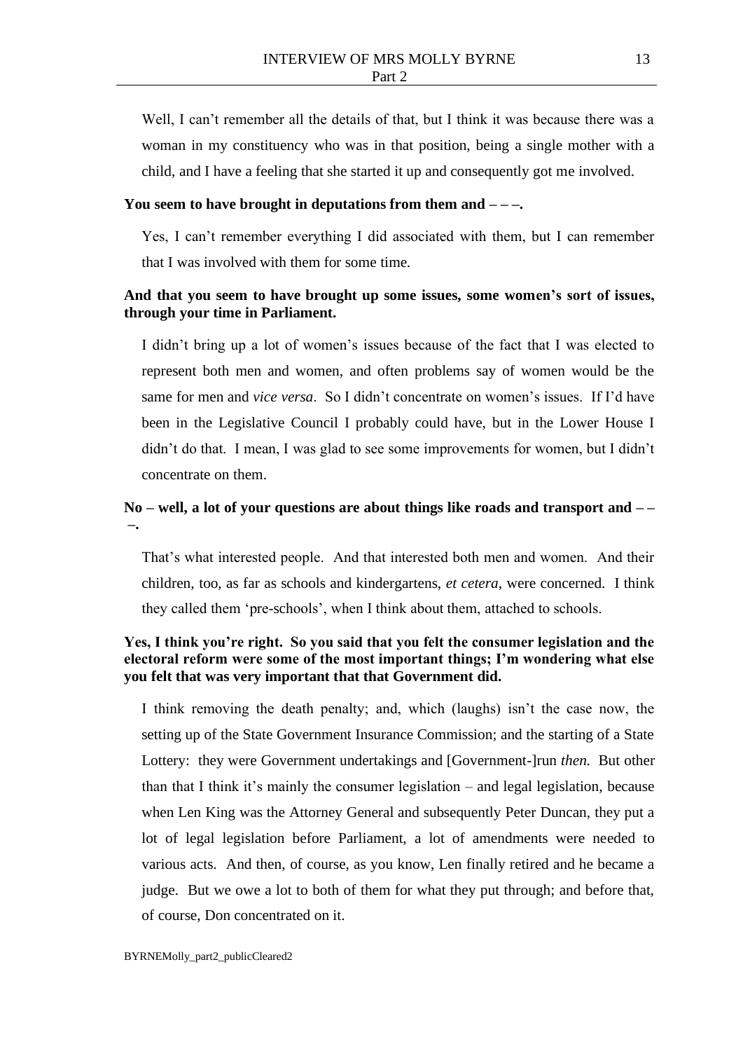Well, I can't remember all the details of that, but I think it was because there was a woman in my constituency who was in that position, being a single mother with a child, and I have a feeling that she started it up and consequently got me involved.

**You seem to have brought in deputations from them and – – –.**

Yes, I can't remember everything I did associated with them, but I can remember that I was involved with them for some time.

**And that you seem to have brought up some issues, some women's sort of issues, through your time in Parliament.**

I didn't bring up a lot of women's issues because of the fact that I was elected to represent both men and women, and often problems say of women would be the same for men and *vice versa*. So I didn't concentrate on women's issues. If I'd have been in the Legislative Council I probably could have, but in the Lower House I didn't do that. I mean, I was glad to see some improvements for women, but I didn't concentrate on them.

**No – well, a lot of your questions are about things like roads and transport and – – –.**

That's what interested people. And that interested both men and women. And their children, too, as far as schools and kindergartens, *et cetera*, were concerned. I think they called them 'pre-schools', when I think about them, attached to schools.

**Yes, I think you're right. So you said that you felt the consumer legislation and the electoral reform were some of the most important things; I'm wondering what else you felt that was very important that that Government did.**

I think removing the death penalty; and, which (laughs) isn't the case now, the setting up of the State Government Insurance Commission; and the starting of a State Lottery: they were Government undertakings and [Government-]run *then.* But other than that I think it's mainly the consumer legislation – and legal legislation, because when Len King was the Attorney General and subsequently Peter Duncan, they put a lot of legal legislation before Parliament, a lot of amendments were needed to various acts. And then, of course, as you know, Len finally retired and he became a judge. But we owe a lot to both of them for what they put through; and before that, of course, Don concentrated on it.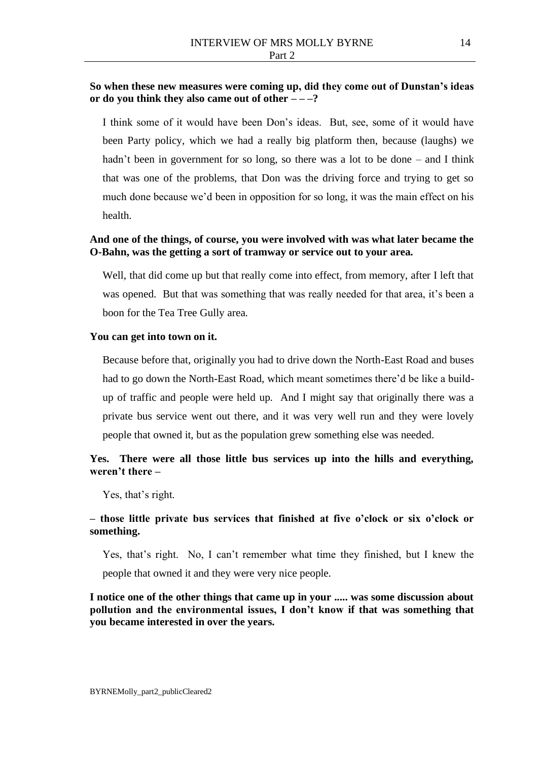**So when these new measures were coming up, did they come out of Dunstan's ideas or do you think they also came out of other – – –?**

I think some of it would have been Don's ideas. But, see, some of it would have been Party policy, which we had a really big platform then, because (laughs) we hadn't been in government for so long, so there was a lot to be done – and I think that was one of the problems, that Don was the driving force and trying to get so much done because we'd been in opposition for so long, it was the main effect on his health.

**And one of the things, of course, you were involved with was what later became the O-Bahn, was the getting a sort of tramway or service out to your area.**

Well, that did come up but that really come into effect, from memory, after I left that was opened. But that was something that was really needed for that area, it's been a boon for the Tea Tree Gully area.

**You can get into town on it.**

Because before that, originally you had to drive down the North-East Road and buses had to go down the North-East Road, which meant sometimes there'd be like a build-up of traffic and people were held up. And I might say that originally there was a private bus service went out there, and it was very well run and they were lovely people that owned it, but as the population grew something else was needed.

**Yes. There were all those little bus services up into the hills and everything, weren't there –**

Yes, that's right.

**– those little private bus services that finished at five o'clock or six o'clock or something.**

Yes, that's right. No, I can't remember what time they finished, but I knew the people that owned it and they were very nice people.

**I notice one of the other things that came up in your ..... was some discussion about pollution and the environmental issues, I don't know if that was something that you became interested in over the years.**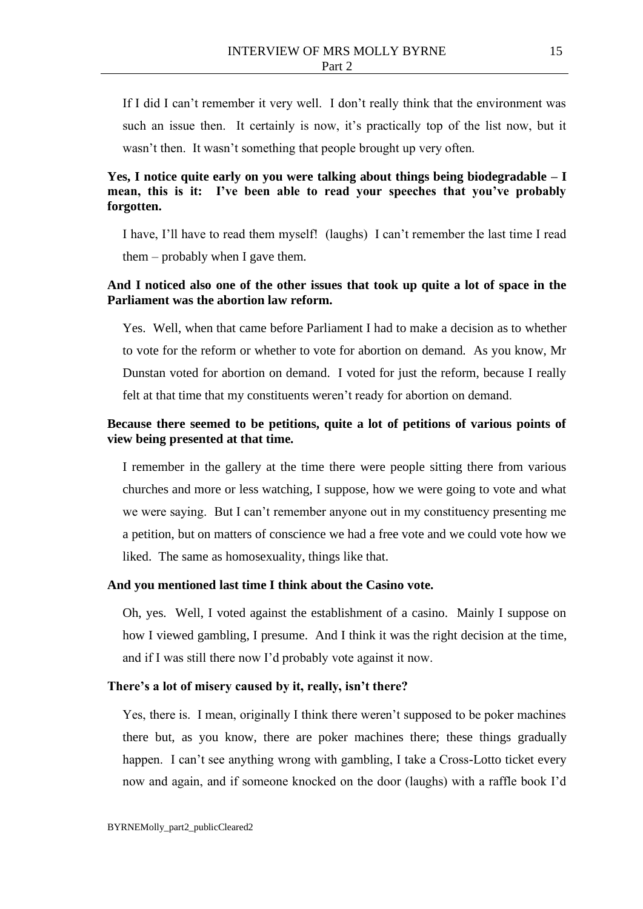If I did I can't remember it very well. I don't really think that the environment was such an issue then. It certainly is now, it's practically top of the list now, but it wasn't then. It wasn't something that people brought up very often.

**Yes, I notice quite early on you were talking about things being biodegradable – I mean, this is it: I've been able to read your speeches that you've probably forgotten.**

I have, I'll have to read them myself! (laughs) I can't remember the last time I read them – probably when I gave them.

**And I noticed also one of the other issues that took up quite a lot of space in the Parliament was the abortion law reform.**

Yes. Well, when that came before Parliament I had to make a decision as to whether to vote for the reform or whether to vote for abortion on demand. As you know, Mr Dunstan voted for abortion on demand. I voted for just the reform, because I really felt at that time that my constituents weren't ready for abortion on demand.

**Because there seemed to be petitions, quite a lot of petitions of various points of view being presented at that time.**

I remember in the gallery at the time there were people sitting there from various churches and more or less watching, I suppose, how we were going to vote and what we were saying. But I can't remember anyone out in my constituency presenting me a petition, but on matters of conscience we had a free vote and we could vote how we liked. The same as homosexuality, things like that.

**And you mentioned last time I think about the Casino vote.**

Oh, yes. Well, I voted against the establishment of a casino. Mainly I suppose on how I viewed gambling, I presume. And I think it was the right decision at the time, and if I was still there now I'd probably vote against it now.

**There's a lot of misery caused by it, really, isn't there?**

Yes, there is. I mean, originally I think there weren't supposed to be poker machines there but, as you know, there are poker machines there; these things gradually happen. I can't see anything wrong with gambling, I take a Cross-Lotto ticket every now and again, and if someone knocked on the door (laughs) with a raffle book I'd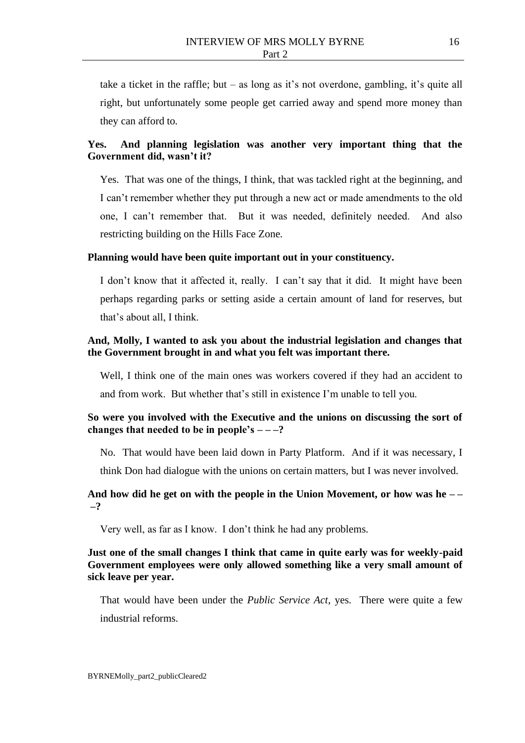take a ticket in the raffle; but – as long as it's not overdone, gambling, it's quite all right, but unfortunately some people get carried away and spend more money than they can afford to.

**Yes. And planning legislation was another very important thing that the Government did, wasn't it?**

Yes. That was one of the things, I think, that was tackled right at the beginning, and I can't remember whether they put through a new act or made amendments to the old one, I can't remember that. But it was needed, definitely needed. And also restricting building on the Hills Face Zone.

**Planning would have been quite important out in your constituency.**

I don't know that it affected it, really. I can't say that it did. It might have been perhaps regarding parks or setting aside a certain amount of land for reserves, but that's about all, I think.

**And, Molly, I wanted to ask you about the industrial legislation and changes that the Government brought in and what you felt was important there.**

Well, I think one of the main ones was workers covered if they had an accident to and from work. But whether that's still in existence I'm unable to tell you.

**So were you involved with the Executive and the unions on discussing the sort of changes that needed to be in people's – – –?**

No. That would have been laid down in Party Platform. And if it was necessary, I think Don had dialogue with the unions on certain matters, but I was never involved.

**And how did he get on with the people in the Union Movement, or how was he – – –?**

Very well, as far as I know. I don't think he had any problems.

**Just one of the small changes I think that came in quite early was for weekly-paid Government employees were only allowed something like a very small amount of sick leave per year.**

That would have been under the *Public Service Act*, yes. There were quite a few industrial reforms.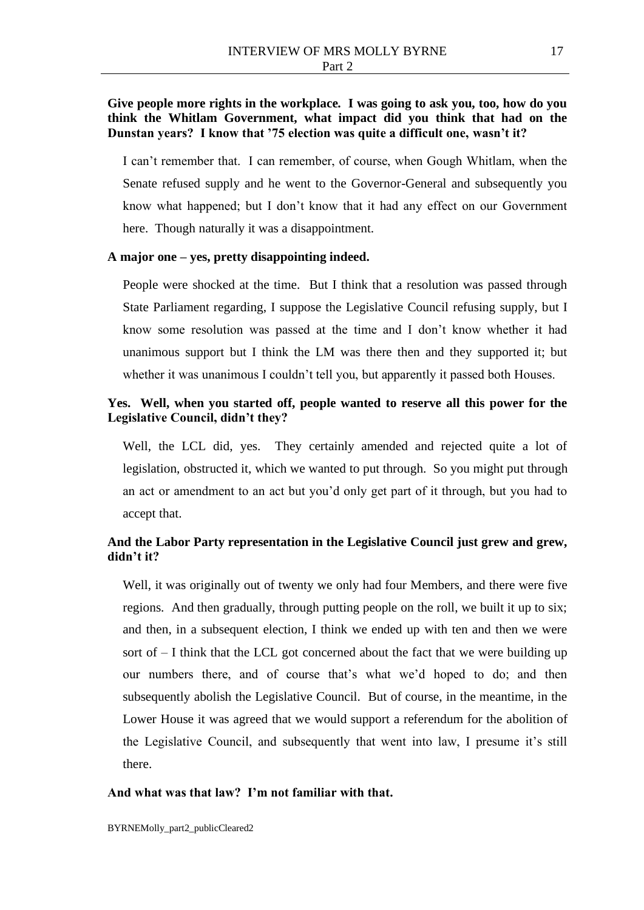**Give people more rights in the workplace. I was going to ask you, too, how do you think the Whitlam Government, what impact did you think that had on the Dunstan years? I know that '75 election was quite a difficult one, wasn't it?**

I can't remember that. I can remember, of course, when Gough Whitlam, when the Senate refused supply and he went to the Governor-General and subsequently you know what happened; but I don't know that it had any effect on our Government here. Though naturally it was a disappointment.

**A major one – yes, pretty disappointing indeed.**

People were shocked at the time. But I think that a resolution was passed through State Parliament regarding, I suppose the Legislative Council refusing supply, but I know some resolution was passed at the time and I don't know whether it had unanimous support but I think the LM was there then and they supported it; but whether it was unanimous I couldn't tell you, but apparently it passed both Houses.

**Yes. Well, when you started off, people wanted to reserve all this power for the Legislative Council, didn't they?**

Well, the LCL did, yes. They certainly amended and rejected quite a lot of legislation, obstructed it, which we wanted to put through. So you might put through an act or amendment to an act but you'd only get part of it through, but you had to accept that.

**And the Labor Party representation in the Legislative Council just grew and grew, didn't it?**

Well, it was originally out of twenty we only had four Members, and there were five regions. And then gradually, through putting people on the roll, we built it up to six; and then, in a subsequent election, I think we ended up with ten and then we were sort of – I think that the LCL got concerned about the fact that we were building up our numbers there, and of course that's what we'd hoped to do; and then subsequently abolish the Legislative Council. But of course, in the meantime, in the Lower House it was agreed that we would support a referendum for the abolition of the Legislative Council, and subsequently that went into law, I presume it's still there.

**And what was that law? I'm not familiar with that.**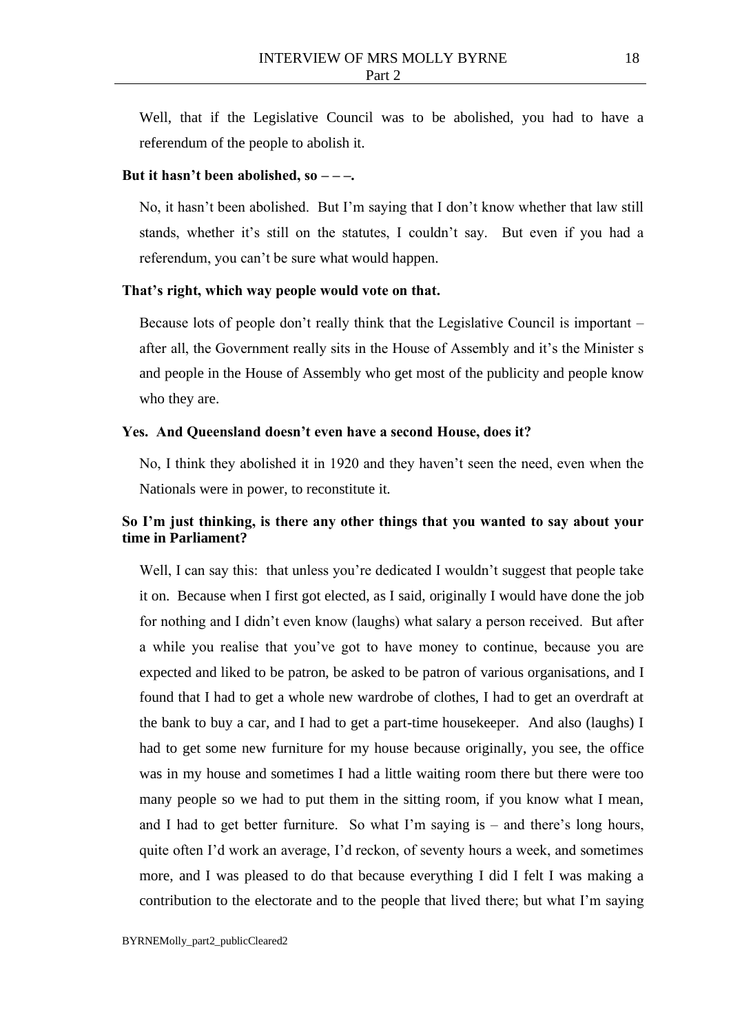Well, that if the Legislative Council was to be abolished, you had to have a referendum of the people to abolish it.

**But it hasn't been abolished, so – – –.**

No, it hasn't been abolished. But I'm saying that I don't know whether that law still stands, whether it's still on the statutes, I couldn't say. But even if you had a referendum, you can't be sure what would happen.

**That's right, which way people would vote on that.**

Because lots of people don't really think that the Legislative Council is important – after all, the Government really sits in the House of Assembly and it's the Minister s and people in the House of Assembly who get most of the publicity and people know who they are.

**Yes. And Queensland doesn't even have a second House, does it?**

No, I think they abolished it in 1920 and they haven't seen the need, even when the Nationals were in power, to reconstitute it.

**So I'm just thinking, is there any other things that you wanted to say about your time in Parliament?**

Well, I can say this: that unless you're dedicated I wouldn't suggest that people take it on. Because when I first got elected, as I said, originally I would have done the job for nothing and I didn't even know (laughs) what salary a person received. But after a while you realise that you've got to have money to continue, because you are expected and liked to be patron, be asked to be patron of various organisations, and I found that I had to get a whole new wardrobe of clothes, I had to get an overdraft at the bank to buy a car, and I had to get a part-time housekeeper. And also (laughs) I had to get some new furniture for my house because originally, you see, the office was in my house and sometimes I had a little waiting room there but there were too many people so we had to put them in the sitting room, if you know what I mean, and I had to get better furniture. So what I'm saying is – and there's long hours, quite often I'd work an average, I'd reckon, of seventy hours a week, and sometimes more, and I was pleased to do that because everything I did I felt I was making a contribution to the electorate and to the people that lived there; but what I'm saying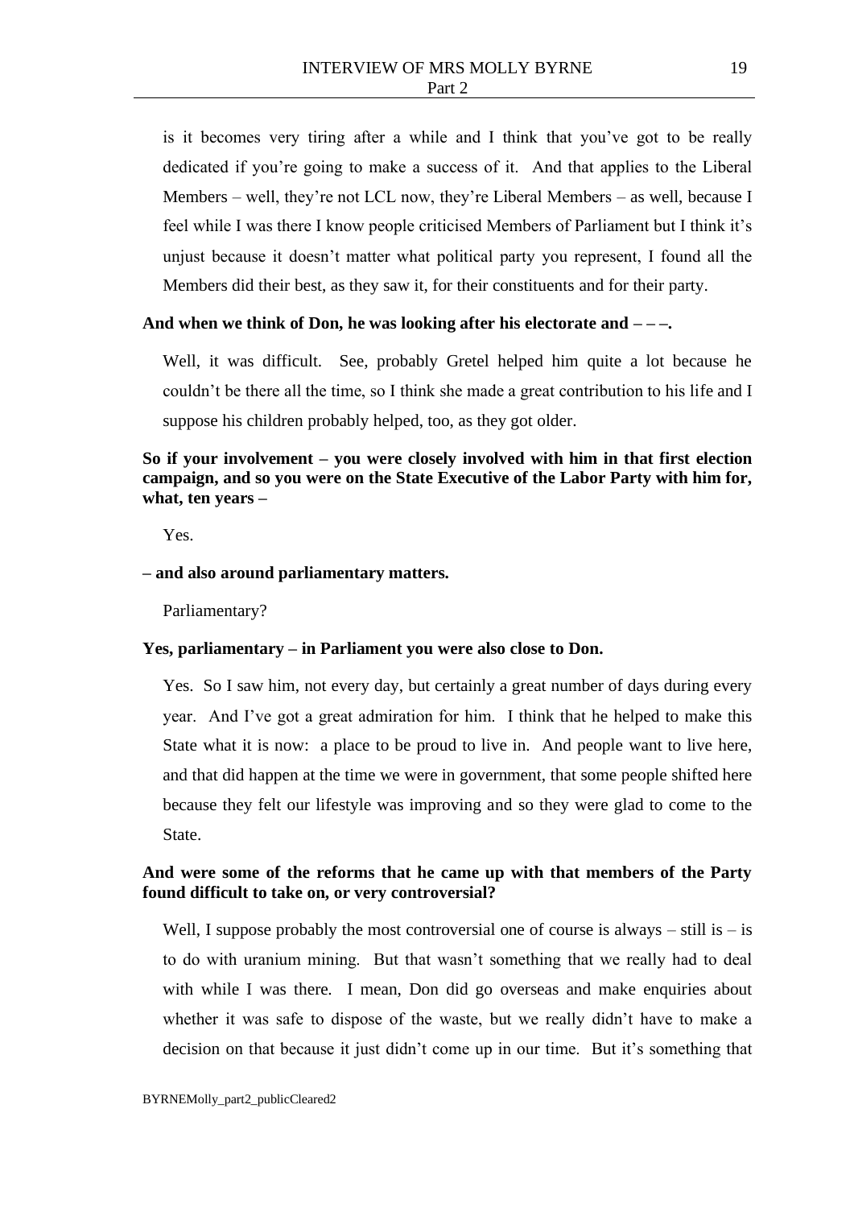is it becomes very tiring after a while and I think that you've got to be really dedicated if you're going to make a success of it. And that applies to the Liberal Members – well, they're not LCL now, they're Liberal Members – as well, because I feel while I was there I know people criticised Members of Parliament but I think it's unjust because it doesn't matter what political party you represent, I found all the Members did their best, as they saw it, for their constituents and for their party.

**And when we think of Don, he was looking after his electorate and – – –.**

Well, it was difficult. See, probably Gretel helped him quite a lot because he couldn't be there all the time, so I think she made a great contribution to his life and I suppose his children probably helped, too, as they got older.

**So if your involvement – you were closely involved with him in that first election campaign, and so you were on the State Executive of the Labor Party with him for, what, ten years –**

Yes.

**– and also around parliamentary matters.**

Parliamentary?

**Yes, parliamentary – in Parliament you were also close to Don.**

Yes. So I saw him, not every day, but certainly a great number of days during every year. And I've got a great admiration for him. I think that he helped to make this State what it is now: a place to be proud to live in. And people want to live here, and that did happen at the time we were in government, that some people shifted here because they felt our lifestyle was improving and so they were glad to come to the State.

**And were some of the reforms that he came up with that members of the Party found difficult to take on, or very controversial?**

Well, I suppose probably the most controversial one of course is always – still is – is to do with uranium mining. But that wasn't something that we really had to deal with while I was there. I mean, Don did go overseas and make enquiries about whether it was safe to dispose of the waste, but we really didn't have to make a decision on that because it just didn't come up in our time. But it's something that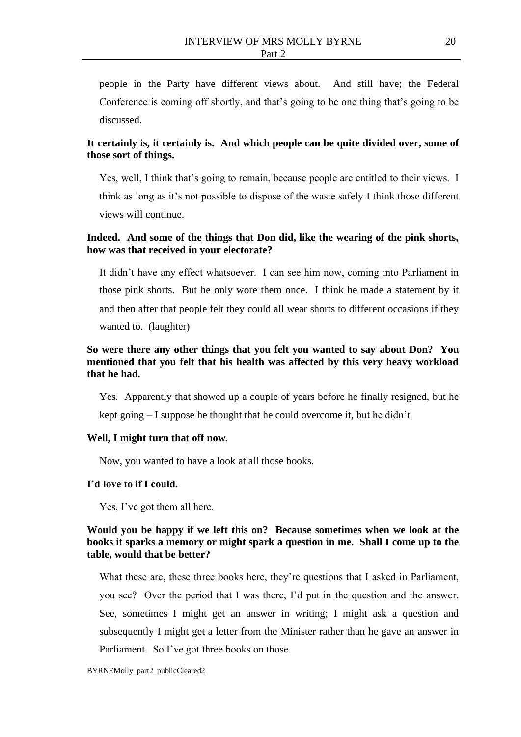people in the Party have different views about. And still have; the Federal Conference is coming off shortly, and that's going to be one thing that's going to be discussed.

**It certainly is, it certainly is. And which people can be quite divided over, some of those sort of things.**

Yes, well, I think that's going to remain, because people are entitled to their views. I think as long as it's not possible to dispose of the waste safely I think those different views will continue.

**Indeed. And some of the things that Don did, like the wearing of the pink shorts, how was that received in your electorate?**

It didn't have any effect whatsoever. I can see him now, coming into Parliament in those pink shorts. But he only wore them once. I think he made a statement by it and then after that people felt they could all wear shorts to different occasions if they wanted to. (laughter)

**So were there any other things that you felt you wanted to say about Don? You mentioned that you felt that his health was affected by this very heavy workload that he had.**

Yes. Apparently that showed up a couple of years before he finally resigned, but he kept going – I suppose he thought that he could overcome it, but he didn't.

**Well, I might turn that off now.**

Now, you wanted to have a look at all those books.

**I'd love to if I could.**

Yes, I've got them all here.

**Would you be happy if we left this on? Because sometimes when we look at the books it sparks a memory or might spark a question in me. Shall I come up to the table, would that be better?**

What these are, these three books here, they're questions that I asked in Parliament, you see? Over the period that I was there, I'd put in the question and the answer. See, sometimes I might get an answer in writing; I might ask a question and subsequently I might get a letter from the Minister rather than he gave an answer in Parliament. So I've got three books on those.

BYRNEMolly_part2_publicCleared2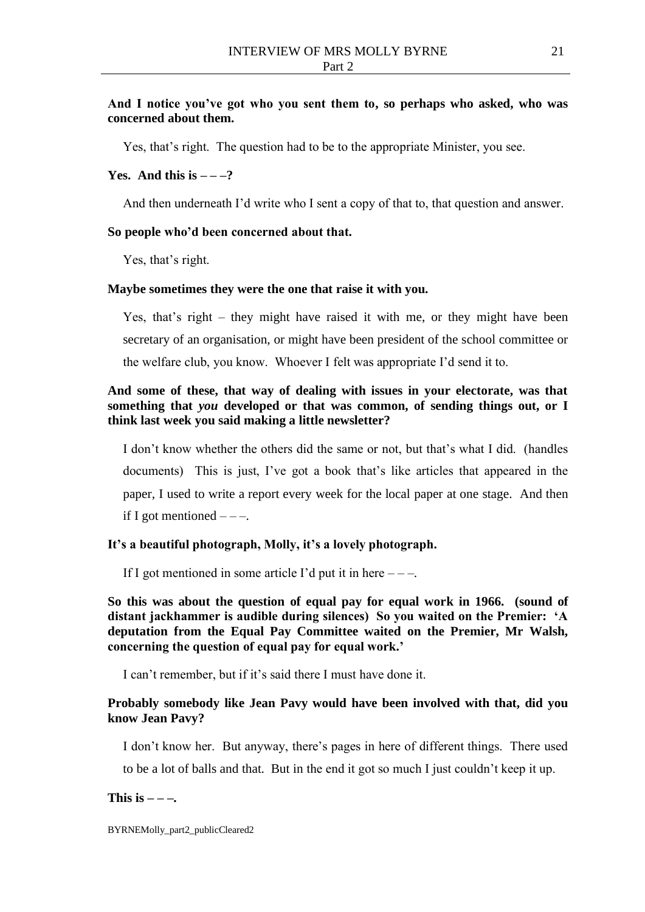**And I notice you've got who you sent them to, so perhaps who asked, who was concerned about them.**

Yes, that's right. The question had to be to the appropriate Minister, you see.

**Yes. And this is – – –?**

And then underneath I'd write who I sent a copy of that to, that question and answer.

**So people who'd been concerned about that.**

Yes, that's right.

**Maybe sometimes they were the one that raise it with you.**

Yes, that's right – they might have raised it with me, or they might have been secretary of an organisation, or might have been president of the school committee or the welfare club, you know. Whoever I felt was appropriate I'd send it to.

**And some of these, that way of dealing with issues in your electorate, was that something that *you* developed or that was common, of sending things out, or I think last week you said making a little newsletter?**

I don't know whether the others did the same or not, but that's what I did. (handles documents) This is just, I've got a book that's like articles that appeared in the paper, I used to write a report every week for the local paper at one stage. And then if I got mentioned – – –.

**It's a beautiful photograph, Molly, it's a lovely photograph.**

If I got mentioned in some article I'd put it in here – – –.

**So this was about the question of equal pay for equal work in 1966. (sound of distant jackhammer is audible during silences) So you waited on the Premier: 'A deputation from the Equal Pay Committee waited on the Premier, Mr Walsh, concerning the question of equal pay for equal work.'**

I can't remember, but if it's said there I must have done it.

**Probably somebody like Jean Pavy would have been involved with that, did you know Jean Pavy?**

I don't know her. But anyway, there's pages in here of different things. There used to be a lot of balls and that. But in the end it got so much I just couldn't keep it up.

**This is – – –.**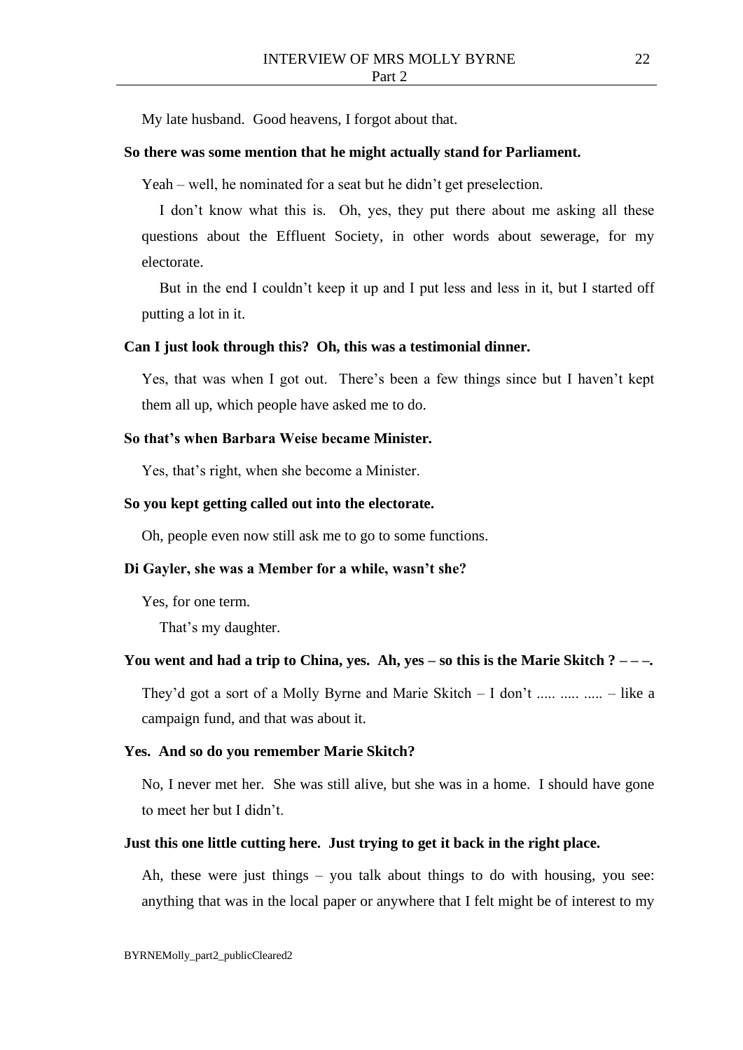My late husband. Good heavens, I forgot about that.

**So there was some mention that he might actually stand for Parliament.**

Yeah – well, he nominated for a seat but he didn't get preselection.

I don't know what this is. Oh, yes, they put there about me asking all these questions about the Effluent Society, in other words about sewerage, for my electorate.

But in the end I couldn't keep it up and I put less and less in it, but I started off putting a lot in it.

**Can I just look through this? Oh, this was a testimonial dinner.**

Yes, that was when I got out. There's been a few things since but I haven't kept them all up, which people have asked me to do.

**So that's when Barbara Weise became Minister.**

Yes, that's right, when she become a Minister.

**So you kept getting called out into the electorate.**

Oh, people even now still ask me to go to some functions.

**Di Gayler, she was a Member for a while, wasn't she?**

Yes, for one term.

That's my daughter.

**You went and had a trip to China, yes. Ah, yes – so this is the Marie Skitch ? – – –.**

They'd got a sort of a Molly Byrne and Marie Skitch – I don't ..... ..... ..... – like a campaign fund, and that was about it.

**Yes. And so do you remember Marie Skitch?**

No, I never met her. She was still alive, but she was in a home. I should have gone to meet her but I didn't.

**Just this one little cutting here. Just trying to get it back in the right place.**

Ah, these were just things – you talk about things to do with housing, you see: anything that was in the local paper or anywhere that I felt might be of interest to my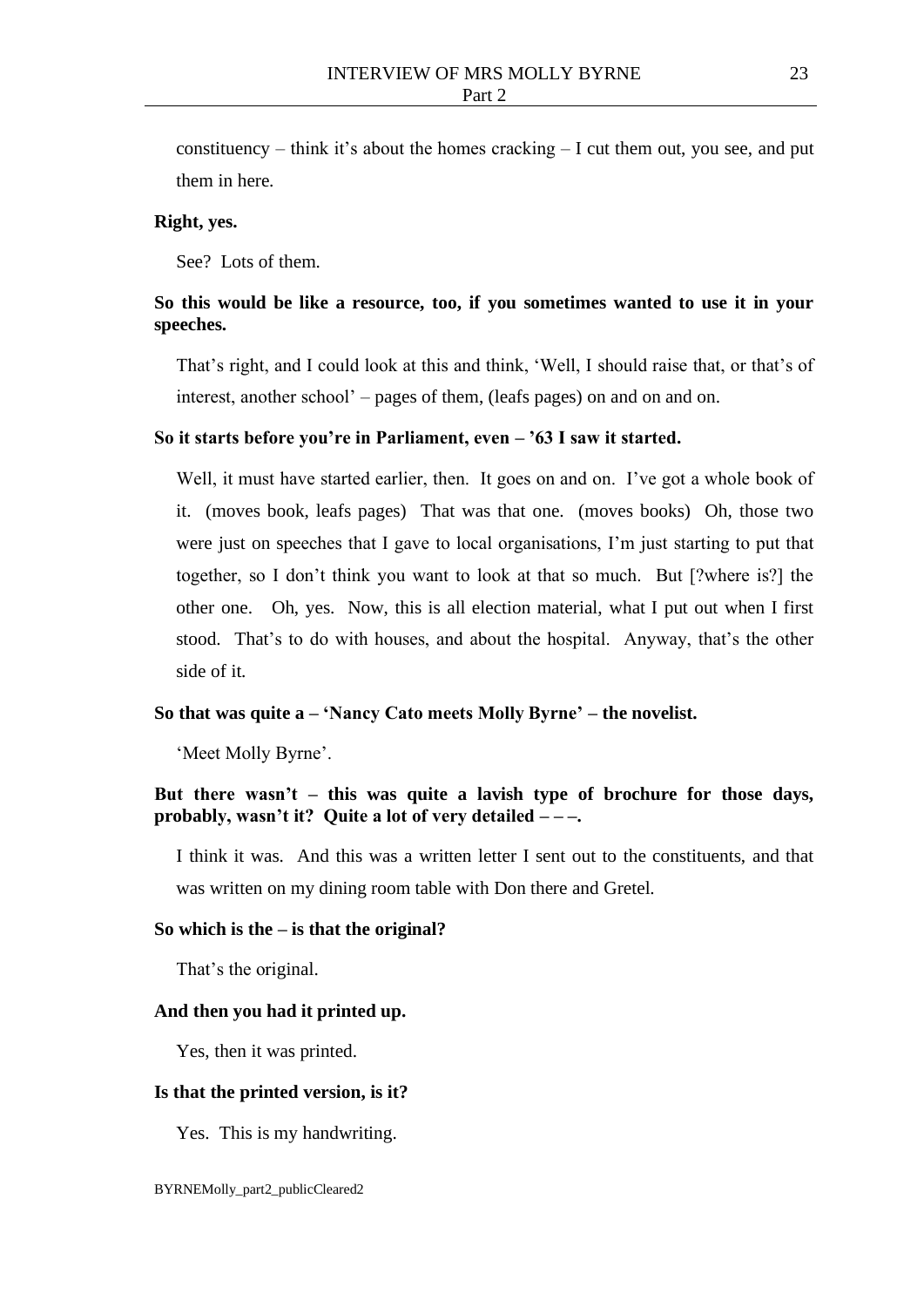constituency – think it's about the homes cracking – I cut them out, you see, and put them in here.

**Right, yes.**

See? Lots of them.

**So this would be like a resource, too, if you sometimes wanted to use it in your speeches.**

That's right, and I could look at this and think, 'Well, I should raise that, or that's of interest, another school' – pages of them, (leafs pages) on and on and on.

**So it starts before you're in Parliament, even – '63 I saw it started.**

Well, it must have started earlier, then. It goes on and on. I've got a whole book of it. (moves book, leafs pages) That was that one. (moves books) Oh, those two were just on speeches that I gave to local organisations, I'm just starting to put that together, so I don't think you want to look at that so much. But [?where is?] the other one. Oh, yes. Now, this is all election material, what I put out when I first stood. That's to do with houses, and about the hospital. Anyway, that's the other side of it.

**So that was quite a – 'Nancy Cato meets Molly Byrne' – the novelist.**

'Meet Molly Byrne'.

**But there wasn't – this was quite a lavish type of brochure for those days, probably, wasn't it? Quite a lot of very detailed – – –.**

I think it was. And this was a written letter I sent out to the constituents, and that was written on my dining room table with Don there and Gretel.

**So which is the – is that the original?**

That's the original.

**And then you had it printed up.**

Yes, then it was printed.

**Is that the printed version, is it?**

Yes. This is my handwriting.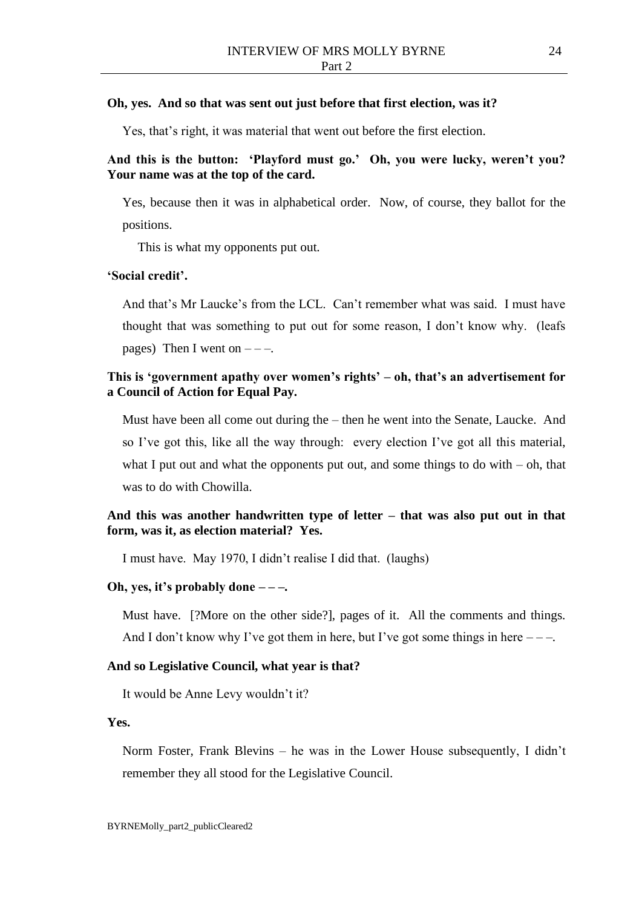**Oh, yes. And so that was sent out just before that first election, was it?**

Yes, that's right, it was material that went out before the first election.

**And this is the button: 'Playford must go.' Oh, you were lucky, weren't you? Your name was at the top of the card.**

Yes, because then it was in alphabetical order. Now, of course, they ballot for the positions.

This is what my opponents put out.

**'Social credit'.**

And that's Mr Laucke's from the LCL. Can't remember what was said. I must have thought that was something to put out for some reason, I don't know why. (leafs pages) Then I went on – – –.

**This is 'government apathy over women's rights' – oh, that's an advertisement for a Council of Action for Equal Pay.**

Must have been all come out during the – then he went into the Senate, Laucke. And so I've got this, like all the way through: every election I've got all this material, what I put out and what the opponents put out, and some things to do with – oh, that was to do with Chowilla.

**And this was another handwritten type of letter – that was also put out in that form, was it, as election material? Yes.**

I must have. May 1970, I didn't realise I did that. (laughs)

**Oh, yes, it's probably done – – –.**

Must have. [?More on the other side?], pages of it. All the comments and things. And I don't know why I've got them in here, but I've got some things in here – – –.

**And so Legislative Council, what year is that?**

It would be Anne Levy wouldn't it?

**Yes.**

Norm Foster, Frank Blevins – he was in the Lower House subsequently, I didn't remember they all stood for the Legislative Council.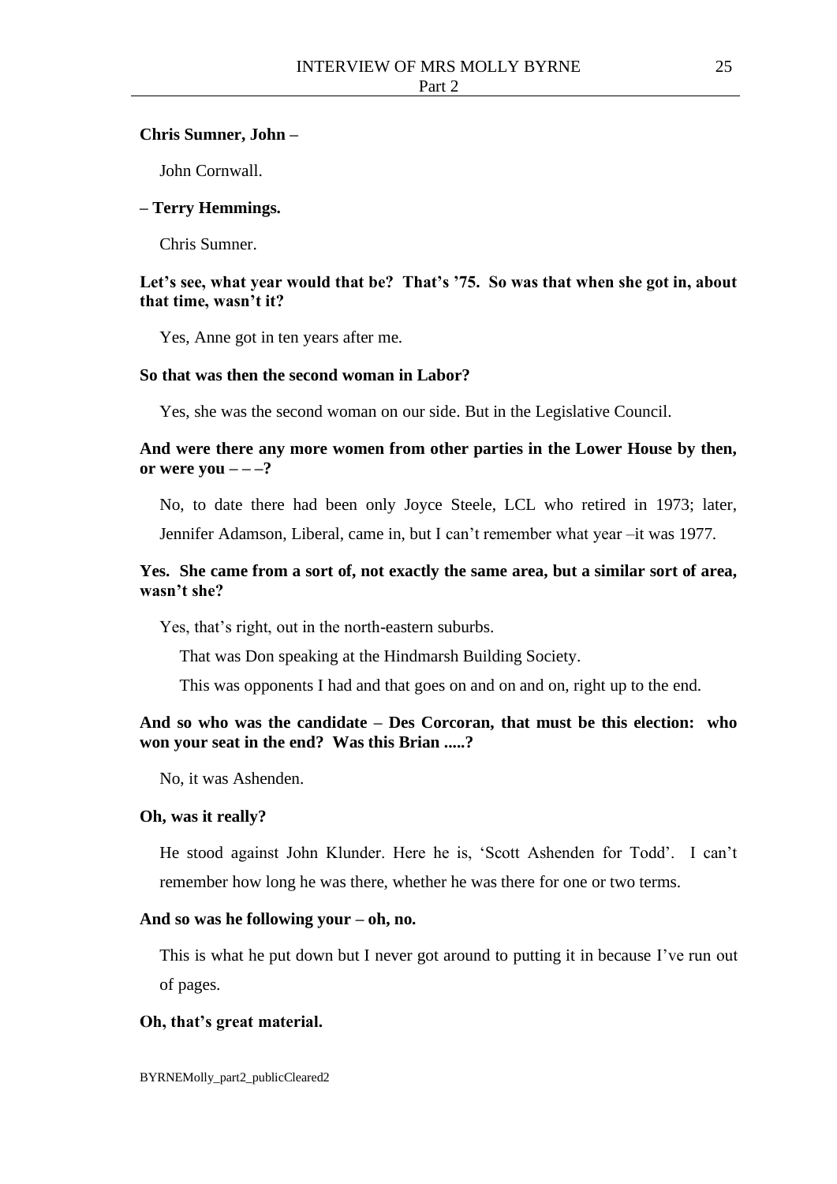**Chris Sumner, John –**

John Cornwall.

**– Terry Hemmings.**

Chris Sumner.

**Let's see, what year would that be? That's '75. So was that when she got in, about that time, wasn't it?**

Yes, Anne got in ten years after me.

**So that was then the second woman in Labor?**

Yes, she was the second woman on our side. But in the Legislative Council.

**And were there any more women from other parties in the Lower House by then, or were you – – –?**

No, to date there had been only Joyce Steele, LCL who retired in 1973; later, Jennifer Adamson, Liberal, came in, but I can't remember what year –it was 1977.

**Yes. She came from a sort of, not exactly the same area, but a similar sort of area, wasn't she?**

Yes, that's right, out in the north-eastern suburbs.

That was Don speaking at the Hindmarsh Building Society.

This was opponents I had and that goes on and on and on, right up to the end.

**And so who was the candidate – Des Corcoran, that must be this election: who won your seat in the end? Was this Brian .....?**

No, it was Ashenden.

**Oh, was it really?**

He stood against John Klunder. Here he is, 'Scott Ashenden for Todd'. I can't remember how long he was there, whether he was there for one or two terms.

**And so was he following your – oh, no.**

This is what he put down but I never got around to putting it in because I've run out of pages.

**Oh, that's great material.**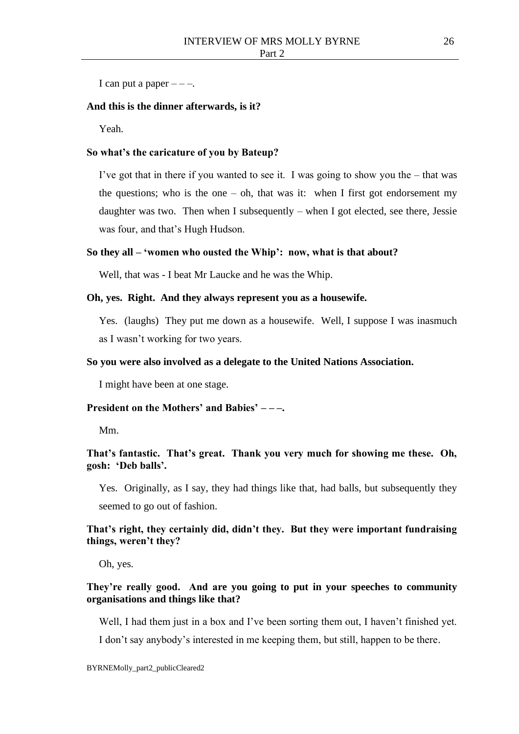I can put a paper – – –.

**And this is the dinner afterwards, is it?**

Yeah.

**So what's the caricature of you by Bateup?**

I've got that in there if you wanted to see it. I was going to show you the – that was the questions; who is the one – oh, that was it: when I first got endorsement my daughter was two. Then when I subsequently – when I got elected, see there, Jessie was four, and that's Hugh Hudson.

**So they all – 'women who ousted the Whip': now, what is that about?**

Well, that was - I beat Mr Laucke and he was the Whip.

**Oh, yes. Right. And they always represent you as a housewife.**

Yes. (laughs) They put me down as a housewife. Well, I suppose I was inasmuch as I wasn't working for two years.

**So you were also involved as a delegate to the United Nations Association.**

I might have been at one stage.

**President on the Mothers' and Babies' – – –.**

Mm.

**That's fantastic. That's great. Thank you very much for showing me these. Oh, gosh: 'Deb balls'.**

Yes. Originally, as I say, they had things like that, had balls, but subsequently they seemed to go out of fashion.

**That's right, they certainly did, didn't they. But they were important fundraising things, weren't they?**

Oh, yes.

**They're really good. And are you going to put in your speeches to community organisations and things like that?**

Well, I had them just in a box and I've been sorting them out, I haven't finished yet. I don't say anybody's interested in me keeping them, but still, happen to be there.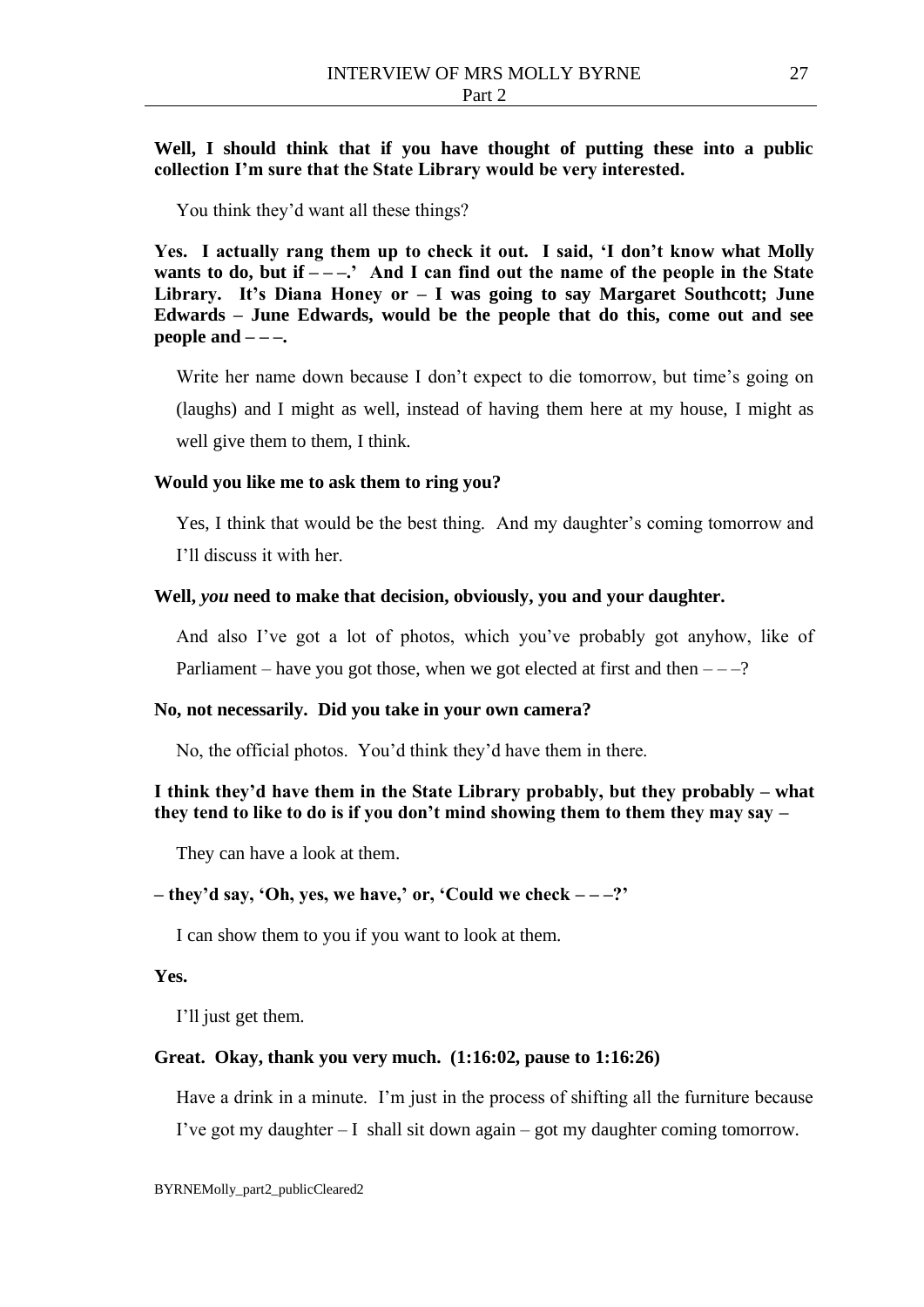**Well, I should think that if you have thought of putting these into a public collection I'm sure that the State Library would be very interested.**

You think they'd want all these things?

**Yes. I actually rang them up to check it out. I said, 'I don't know what Molly wants to do, but if – – –.' And I can find out the name of the people in the State Library. It's Diana Honey or – I was going to say Margaret Southcott; June Edwards – June Edwards, would be the people that do this, come out and see people and – – –.**

Write her name down because I don't expect to die tomorrow, but time's going on (laughs) and I might as well, instead of having them here at my house, I might as well give them to them, I think.

**Would you like me to ask them to ring you?**

Yes, I think that would be the best thing. And my daughter's coming tomorrow and I'll discuss it with her.

**Well, *you* need to make that decision, obviously, you and your daughter.**

And also I've got a lot of photos, which you've probably got anyhow, like of Parliament – have you got those, when we got elected at first and then – – –?

**No, not necessarily. Did you take in your own camera?**

No, the official photos. You'd think they'd have them in there.

**I think they'd have them in the State Library probably, but they probably – what they tend to like to do is if you don't mind showing them to them they may say –**

They can have a look at them.

**– they'd say, 'Oh, yes, we have,' or, 'Could we check – – –?'**

I can show them to you if you want to look at them.

**Yes.**

I'll just get them.

**Great. Okay, thank you very much. (1:16:02, pause to 1:16:26)**

Have a drink in a minute. I'm just in the process of shifting all the furniture because I've got my daughter – I shall sit down again – got my daughter coming tomorrow.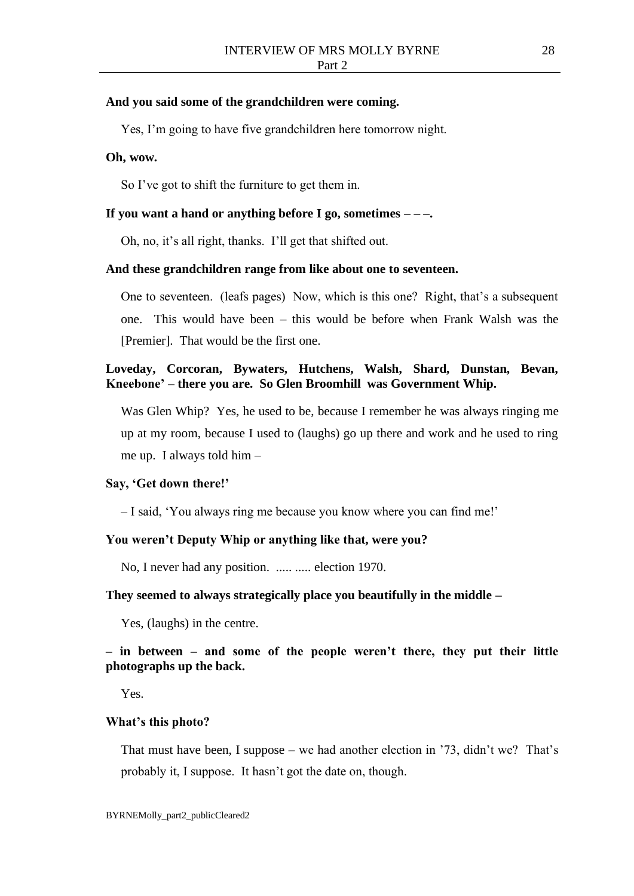**And you said some of the grandchildren were coming.**

Yes, I'm going to have five grandchildren here tomorrow night.

**Oh, wow.**

So I've got to shift the furniture to get them in.

**If you want a hand or anything before I go, sometimes – – –.**

Oh, no, it's all right, thanks. I'll get that shifted out.

**And these grandchildren range from like about one to seventeen.**

One to seventeen. (leafs pages) Now, which is this one? Right, that's a subsequent one. This would have been – this would be before when Frank Walsh was the [Premier]. That would be the first one.

**Loveday, Corcoran, Bywaters, Hutchens, Walsh, Shard, Dunstan, Bevan, Kneebone' – there you are. So Glen Broomhill was Government Whip.**

Was Glen Whip? Yes, he used to be, because I remember he was always ringing me up at my room, because I used to (laughs) go up there and work and he used to ring me up. I always told him –

**Say, 'Get down there!'**

– I said, 'You always ring me because you know where you can find me!'

**You weren't Deputy Whip or anything like that, were you?**

No, I never had any position. ..... ..... election 1970.

**They seemed to always strategically place you beautifully in the middle –**

Yes, (laughs) in the centre.

**– in between – and some of the people weren't there, they put their little photographs up the back.**

Yes.

**What's this photo?**

That must have been, I suppose – we had another election in '73, didn't we? That's probably it, I suppose. It hasn't got the date on, though.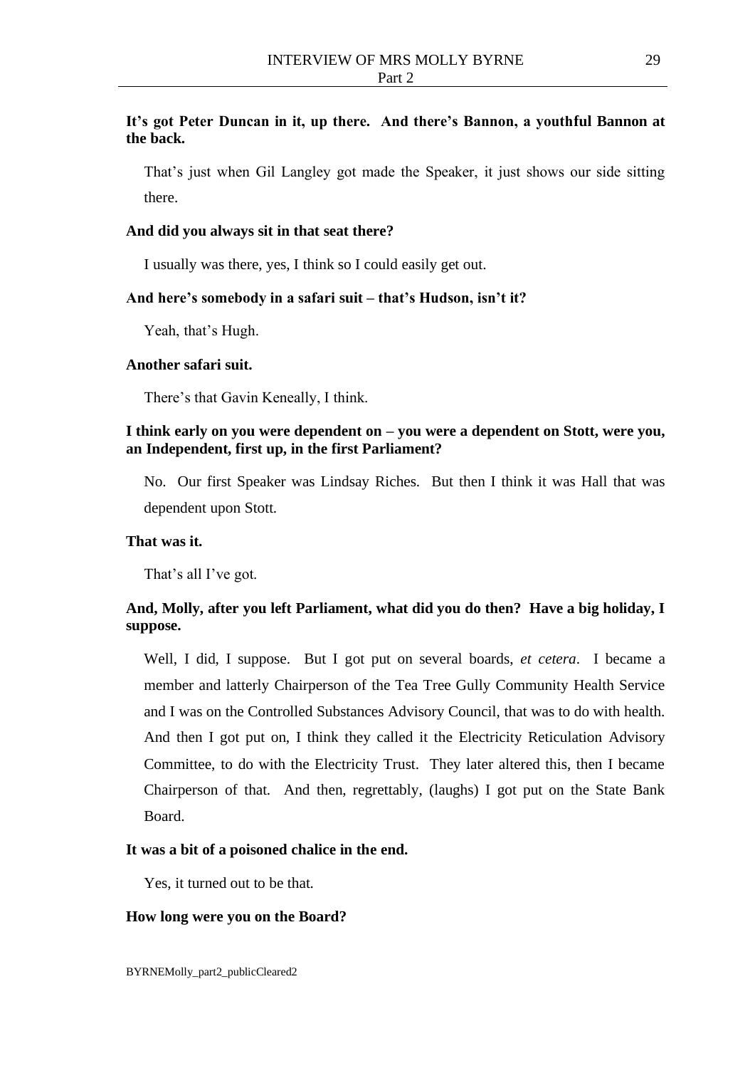**It's got Peter Duncan in it, up there. And there's Bannon, a youthful Bannon at the back.**

That's just when Gil Langley got made the Speaker, it just shows our side sitting there.

**And did you always sit in that seat there?**

I usually was there, yes, I think so I could easily get out.

**And here's somebody in a safari suit – that's Hudson, isn't it?**

Yeah, that's Hugh.

**Another safari suit.**

There's that Gavin Keneally, I think.

**I think early on you were dependent on – you were a dependent on Stott, were you, an Independent, first up, in the first Parliament?**

No. Our first Speaker was Lindsay Riches. But then I think it was Hall that was dependent upon Stott.

**That was it.**

That's all I've got.

**And, Molly, after you left Parliament, what did you do then? Have a big holiday, I suppose.**

Well, I did, I suppose. But I got put on several boards, *et cetera*. I became a member and latterly Chairperson of the Tea Tree Gully Community Health Service and I was on the Controlled Substances Advisory Council, that was to do with health. And then I got put on, I think they called it the Electricity Reticulation Advisory Committee, to do with the Electricity Trust. They later altered this, then I became Chairperson of that. And then, regrettably, (laughs) I got put on the State Bank Board.

**It was a bit of a poisoned chalice in the end.**

Yes, it turned out to be that.

**How long were you on the Board?**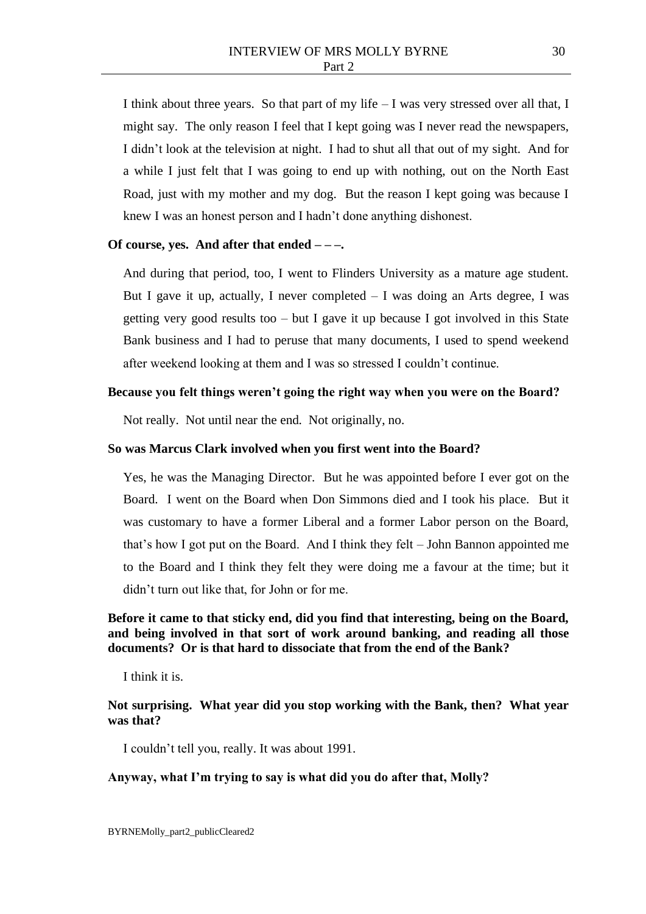I think about three years. So that part of my life – I was very stressed over all that, I might say. The only reason I feel that I kept going was I never read the newspapers, I didn't look at the television at night. I had to shut all that out of my sight. And for a while I just felt that I was going to end up with nothing, out on the North East Road, just with my mother and my dog. But the reason I kept going was because I knew I was an honest person and I hadn't done anything dishonest.

**Of course, yes. And after that ended – – –.**

And during that period, too, I went to Flinders University as a mature age student. But I gave it up, actually, I never completed – I was doing an Arts degree, I was getting very good results too – but I gave it up because I got involved in this State Bank business and I had to peruse that many documents, I used to spend weekend after weekend looking at them and I was so stressed I couldn't continue.

**Because you felt things weren't going the right way when you were on the Board?**

Not really. Not until near the end. Not originally, no.

**So was Marcus Clark involved when you first went into the Board?**

Yes, he was the Managing Director. But he was appointed before I ever got on the Board. I went on the Board when Don Simmons died and I took his place. But it was customary to have a former Liberal and a former Labor person on the Board, that's how I got put on the Board. And I think they felt – John Bannon appointed me to the Board and I think they felt they were doing me a favour at the time; but it didn't turn out like that, for John or for me.

**Before it came to that sticky end, did you find that interesting, being on the Board, and being involved in that sort of work around banking, and reading all those documents? Or is that hard to dissociate that from the end of the Bank?**

I think it is.

**Not surprising. What year did you stop working with the Bank, then? What year was that?**

I couldn't tell you, really. It was about 1991.

**Anyway, what I'm trying to say is what did you do after that, Molly?**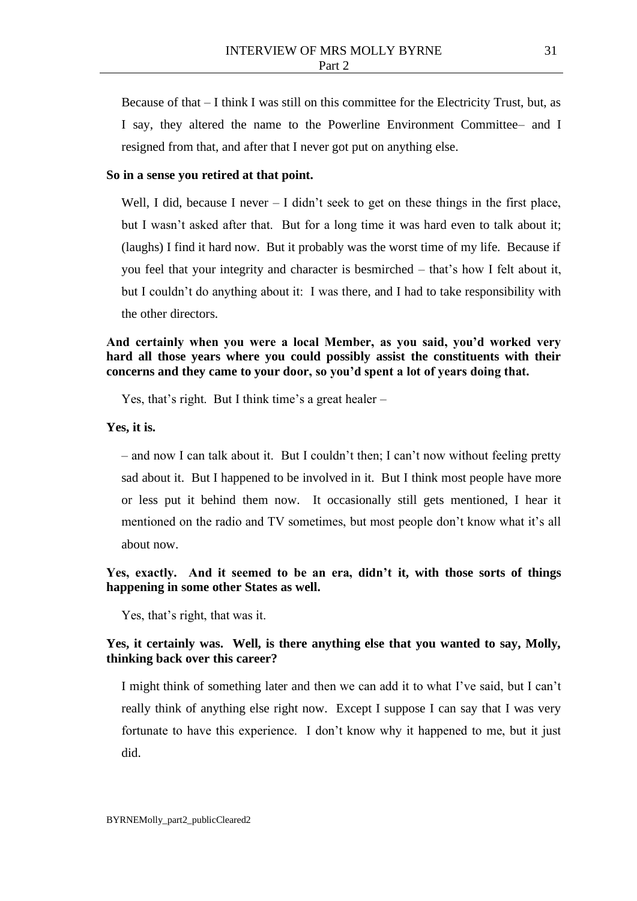Because of that – I think I was still on this committee for the Electricity Trust, but, as I say, they altered the name to the Powerline Environment Committee– and I resigned from that, and after that I never got put on anything else.

**So in a sense you retired at that point.**

Well, I did, because I never – I didn't seek to get on these things in the first place, but I wasn't asked after that. But for a long time it was hard even to talk about it; (laughs) I find it hard now. But it probably was the worst time of my life. Because if you feel that your integrity and character is besmirched – that's how I felt about it, but I couldn't do anything about it: I was there, and I had to take responsibility with the other directors.

**And certainly when you were a local Member, as you said, you'd worked very hard all those years where you could possibly assist the constituents with their concerns and they came to your door, so you'd spent a lot of years doing that.**

Yes, that's right. But I think time's a great healer –

**Yes, it is.**

– and now I can talk about it. But I couldn't then; I can't now without feeling pretty sad about it. But I happened to be involved in it. But I think most people have more or less put it behind them now. It occasionally still gets mentioned, I hear it mentioned on the radio and TV sometimes, but most people don't know what it's all about now.

**Yes, exactly. And it seemed to be an era, didn't it, with those sorts of things happening in some other States as well.**

Yes, that's right, that was it.

**Yes, it certainly was. Well, is there anything else that you wanted to say, Molly, thinking back over this career?**

I might think of something later and then we can add it to what I've said, but I can't really think of anything else right now. Except I suppose I can say that I was very fortunate to have this experience. I don't know why it happened to me, but it just did.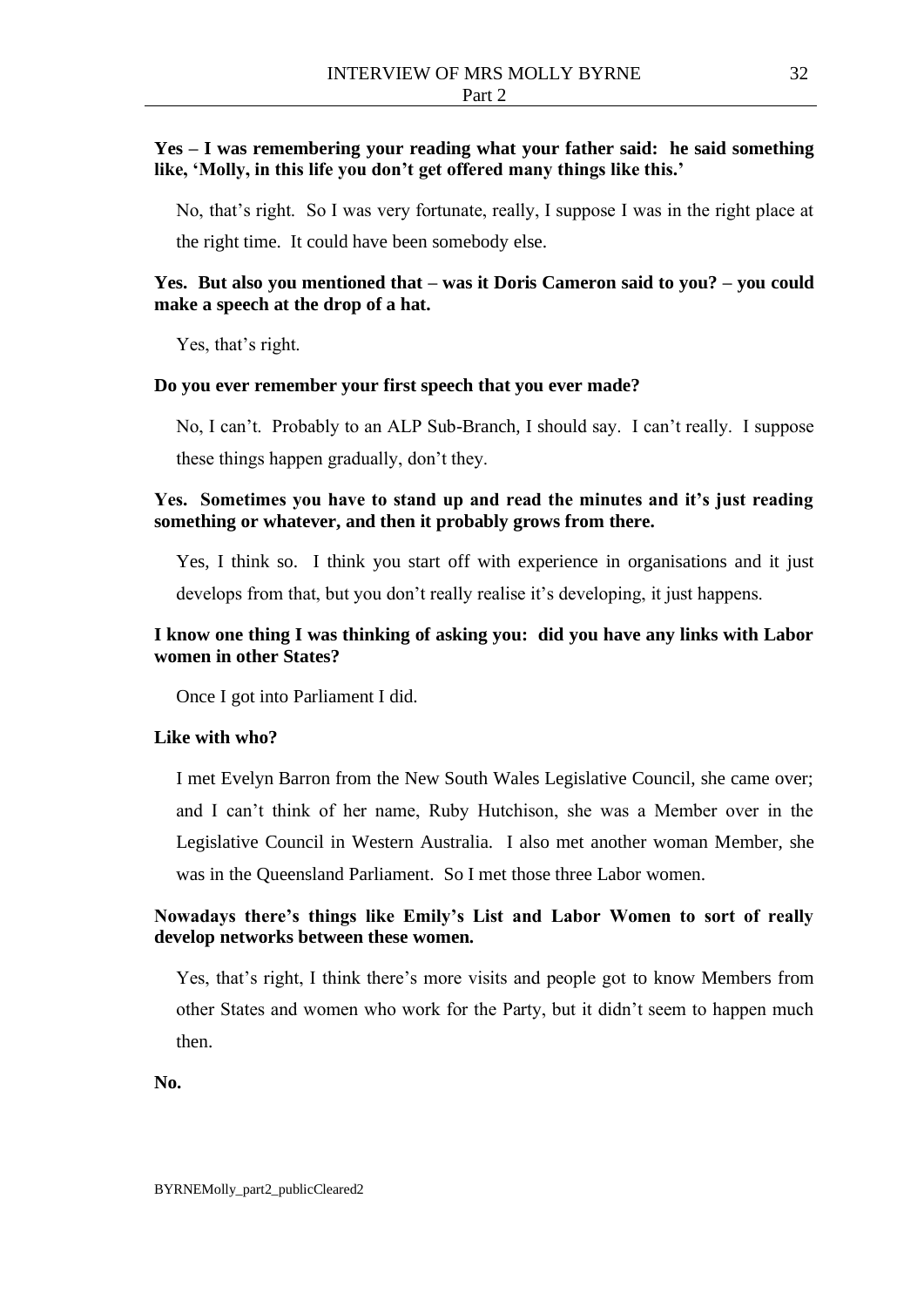**Yes – I was remembering your reading what your father said: he said something like, 'Molly, in this life you don't get offered many things like this.'**

No, that's right. So I was very fortunate, really, I suppose I was in the right place at the right time. It could have been somebody else.

**Yes. But also you mentioned that – was it Doris Cameron said to you? – you could make a speech at the drop of a hat.**

Yes, that's right.

**Do you ever remember your first speech that you ever made?**

No, I can't. Probably to an ALP Sub-Branch, I should say. I can't really. I suppose these things happen gradually, don't they.

**Yes. Sometimes you have to stand up and read the minutes and it's just reading something or whatever, and then it probably grows from there.**

Yes, I think so. I think you start off with experience in organisations and it just develops from that, but you don't really realise it's developing, it just happens.

**I know one thing I was thinking of asking you: did you have any links with Labor women in other States?**

Once I got into Parliament I did.

**Like with who?**

I met Evelyn Barron from the New South Wales Legislative Council, she came over; and I can't think of her name, Ruby Hutchison, she was a Member over in the Legislative Council in Western Australia. I also met another woman Member, she was in the Queensland Parliament. So I met those three Labor women.

**Nowadays there's things like Emily's List and Labor Women to sort of really develop networks between these women.**

Yes, that's right, I think there's more visits and people got to know Members from other States and women who work for the Party, but it didn't seem to happen much then.

**No.**

BYRNEMolly_part2_publicCleared2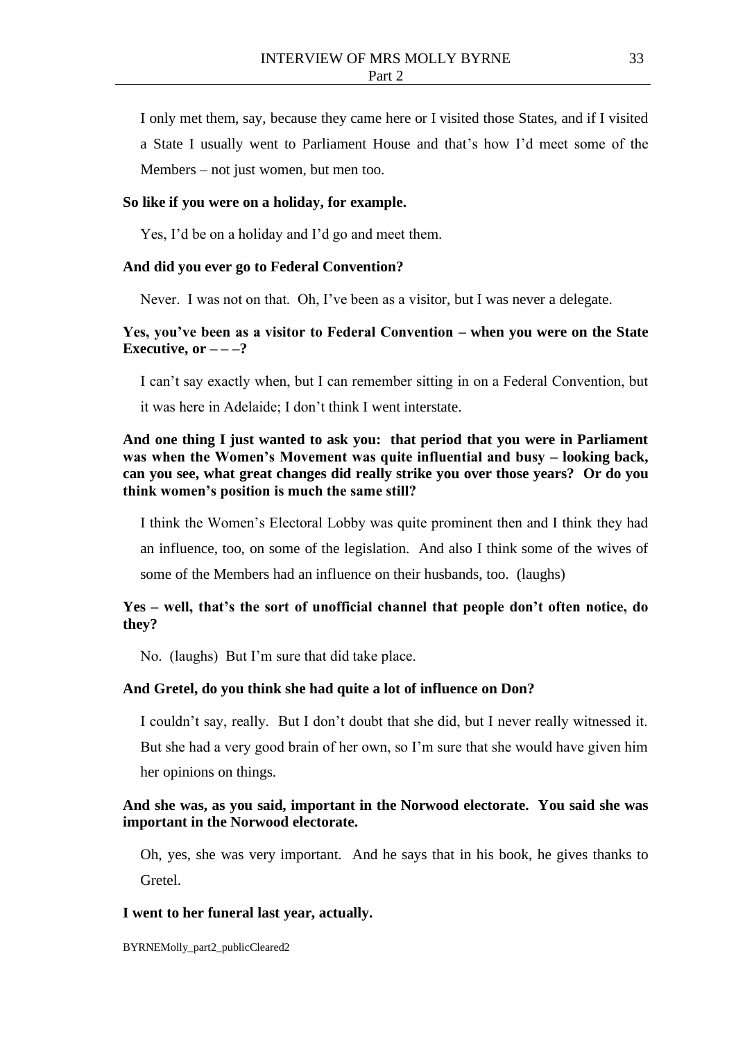I only met them, say, because they came here or I visited those States, and if I visited a State I usually went to Parliament House and that's how I'd meet some of the Members – not just women, but men too.

**So like if you were on a holiday, for example.**

Yes, I'd be on a holiday and I'd go and meet them.

**And did you ever go to Federal Convention?**

Never. I was not on that. Oh, I've been as a visitor, but I was never a delegate.

**Yes, you've been as a visitor to Federal Convention – when you were on the State Executive, or – – –?**

I can't say exactly when, but I can remember sitting in on a Federal Convention, but it was here in Adelaide; I don't think I went interstate.

**And one thing I just wanted to ask you: that period that you were in Parliament was when the Women's Movement was quite influential and busy – looking back, can you see, what great changes did really strike you over those years? Or do you think women's position is much the same still?**

I think the Women's Electoral Lobby was quite prominent then and I think they had an influence, too, on some of the legislation. And also I think some of the wives of some of the Members had an influence on their husbands, too. (laughs)

**Yes – well, that's the sort of unofficial channel that people don't often notice, do they?**

No. (laughs) But I'm sure that did take place.

**And Gretel, do you think she had quite a lot of influence on Don?**

I couldn't say, really. But I don't doubt that she did, but I never really witnessed it. But she had a very good brain of her own, so I'm sure that she would have given him her opinions on things.

**And she was, as you said, important in the Norwood electorate. You said she was important in the Norwood electorate.**

Oh, yes, she was very important. And he says that in his book, he gives thanks to Gretel.

**I went to her funeral last year, actually.**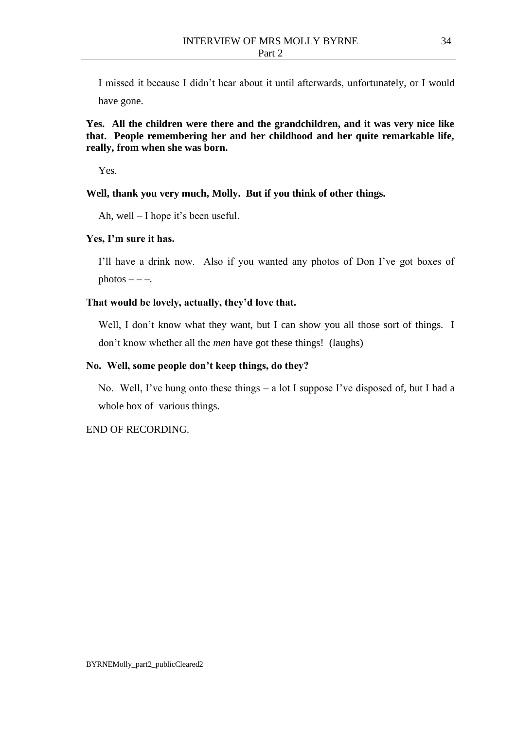I missed it because I didn't hear about it until afterwards, unfortunately, or I would have gone.

**Yes. All the children were there and the grandchildren, and it was very nice like that. People remembering her and her childhood and her quite remarkable life, really, from when she was born.**

Yes.

**Well, thank you very much, Molly. But if you think of other things.**

Ah, well – I hope it's been useful.

**Yes, I'm sure it has.**

I'll have a drink now. Also if you wanted any photos of Don I've got boxes of photos – – –.

**That would be lovely, actually, they'd love that.**

Well, I don't know what they want, but I can show you all those sort of things. I don't know whether all the *men* have got these things! (laughs)

**No. Well, some people don't keep things, do they?**

No. Well, I've hung onto these things – a lot I suppose I've disposed of, but I had a whole box of various things.

END OF RECORDING.